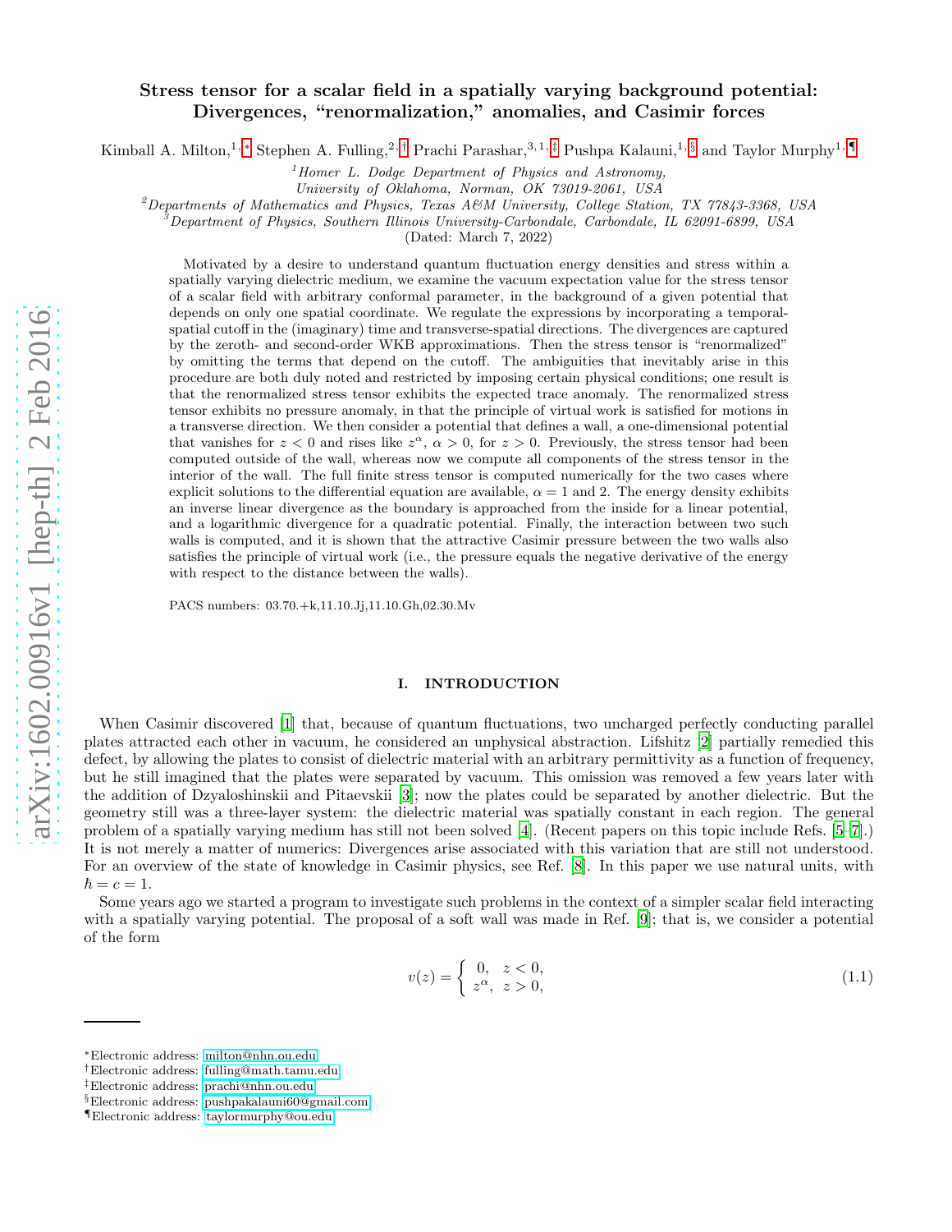# Stress tensor for a scalar field in a spatially varying background potential: Divergences, "renormalization," anomalies, and Casimir forces

Kimball A. Milton,[1,*] Stephen A. Fulling,[2,†] Prachi Parashar,[3,1,‡] Pushpa Kalauni,[1,§] and Taylor Murphy[1,¶]

[1] *Homer L. Dodge Department of Physics and Astronomy, University of Oklahoma, Norman, OK 73019-2061, USA*

[2] *Departments of Mathematics and Physics, Texas A&M University, College Station, TX 77843-3368, USA*

[3] *Department of Physics, Southern Illinois University-Carbondale, Carbondale, IL 62091-6899, USA*

(Dated: March 7, 2022)

Motivated by a desire to understand quantum fluctuation energy densities and stress within a spatially varying dielectric medium, we examine the vacuum expectation value for the stress tensor of a scalar field with arbitrary conformal parameter, in the background of a given potential that depends on only one spatial coordinate. We regulate the expressions by incorporating a temporal-spatial cutoff in the (imaginary) time and transverse-spatial directions. The divergences are captured by the zeroth- and second-order WKB approximations. Then the stress tensor is "renormalized" by omitting the terms that depend on the cutoff. The ambiguities that inevitably arise in this procedure are both duly noted and restricted by imposing certain physical conditions; one result is that the renormalized stress tensor exhibits the expected trace anomaly. The renormalized stress tensor exhibits no pressure anomaly, in that the principle of virtual work is satisfied for motions in a transverse direction. We then consider a potential that defines a wall, a one-dimensional potential that vanishes for $z < 0$ and rises like $z^\alpha$, $\alpha > 0$, for $z > 0$. Previously, the stress tensor had been computed outside of the wall, whereas now we compute all components of the stress tensor in the interior of the wall. The full finite stress tensor is computed numerically for the two cases where explicit solutions to the differential equation are available, $\alpha = 1$ and 2. The energy density exhibits an inverse linear divergence as the boundary is approached from the inside for a linear potential, and a logarithmic divergence for a quadratic potential. Finally, the interaction between two such walls is computed, and it is shown that the attractive Casimir pressure between the two walls also satisfies the principle of virtual work (i.e., the pressure equals the negative derivative of the energy with respect to the distance between the walls).

PACS numbers: 03.70.+k,11.10.Jj,11.10.Gh,02.30.Mv

## I. INTRODUCTION

When Casimir discovered [1] that, because of quantum fluctuations, two uncharged perfectly conducting parallel plates attracted each other in vacuum, he considered an unphysical abstraction. Lifshitz [2] partially remedied this defect, by allowing the plates to consist of dielectric material with an arbitrary permittivity as a function of frequency, but he still imagined that the plates were separated by vacuum. This omission was removed a few years later with the addition of Dzyaloshinskii and Pitaevskii [3]; now the plates could be separated by another dielectric. But the geometry still was a three-layer system: the dielectric material was spatially constant in each region. The general problem of a spatially varying medium has still not been solved [4]. (Recent papers on this topic include Refs. [5–7].) It is not merely a matter of numerics: Divergences arise associated with this variation that are still not understood. For an overview of the state of knowledge in Casimir physics, see Ref. [8]. In this paper we use natural units, with $\hbar = c = 1$.

Some years ago we started a program to investigate such problems in the context of a simpler scalar field interacting with a spatially varying potential. The proposal of a soft wall was made in Ref. [9]; that is, we consider a potential of the form

$$v(z) = \begin{cases} 0, & z < 0, \\ z^\alpha, & z > 0, \end{cases} \tag{1.1}$$

---

*Electronic address: milton@nhn.ou.edu

†Electronic address: fulling@math.tamu.edu

‡Electronic address: prachi@nhn.ou.edu

§Electronic address: pushpakalauni60@gmail.com

¶Electronic address: taylormurphy@ou.edu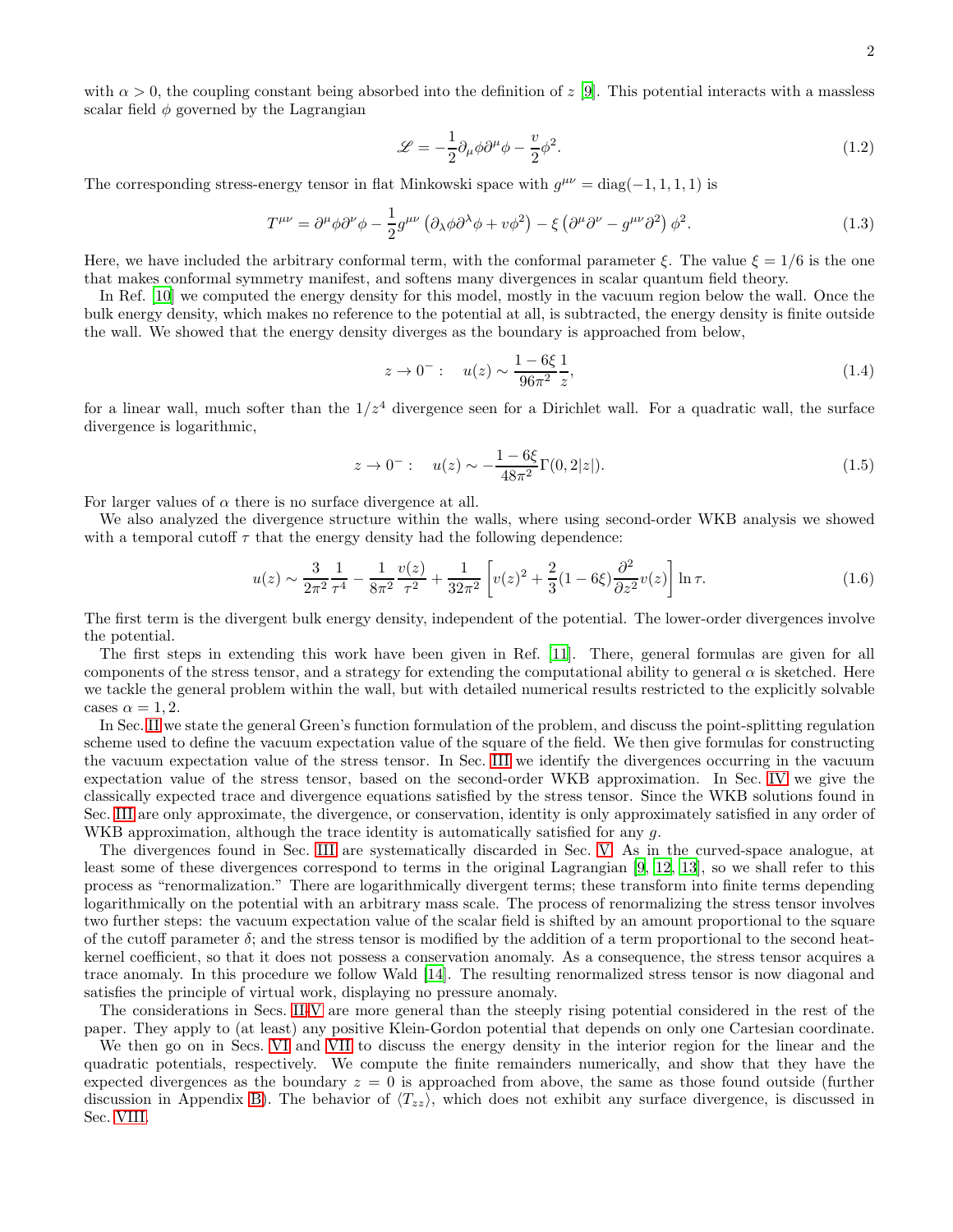with $\alpha > 0$, the coupling constant being absorbed into the definition of $z$ [9]. This potential interacts with a massless scalar field $\phi$ governed by the Lagrangian

$$\mathscr{L} = -\frac{1}{2}\partial_\mu\phi\partial^\mu\phi - \frac{v}{2}\phi^2. \tag{1.2}$$

The corresponding stress-energy tensor in flat Minkowski space with $g^{\mu\nu} = \mathrm{diag}(-1, 1, 1, 1)$ is

$$T^{\mu\nu} = \partial^\mu\phi\partial^\nu\phi - \frac{1}{2}g^{\mu\nu}\left(\partial_\lambda\phi\partial^\lambda\phi + v\phi^2\right) - \xi\left(\partial^\mu\partial^\nu - g^{\mu\nu}\partial^2\right)\phi^2. \tag{1.3}$$

Here, we have included the arbitrary conformal term, with the conformal parameter $\xi$. The value $\xi = 1/6$ is the one that makes conformal symmetry manifest, and softens many divergences in scalar quantum field theory.

In Ref. [10] we computed the energy density for this model, mostly in the vacuum region below the wall. Once the bulk energy density, which makes no reference to the potential at all, is subtracted, the energy density is finite outside the wall. We showed that the energy density diverges as the boundary is approached from below,

$$z \to 0^- : \quad u(z) \sim \frac{1 - 6\xi}{96\pi^2}\frac{1}{z}, \tag{1.4}$$

for a linear wall, much softer than the $1/z^4$ divergence seen for a Dirichlet wall. For a quadratic wall, the surface divergence is logarithmic,

$$z \to 0^- : \quad u(z) \sim -\frac{1 - 6\xi}{48\pi^2}\Gamma(0, 2|z|). \tag{1.5}$$

For larger values of $\alpha$ there is no surface divergence at all.

We also analyzed the divergence structure within the walls, where using second-order WKB analysis we showed with a temporal cutoff $\tau$ that the energy density had the following dependence:

$$u(z) \sim \frac{3}{2\pi^2}\frac{1}{\tau^4} - \frac{1}{8\pi^2}\frac{v(z)}{\tau^2} + \frac{1}{32\pi^2}\left[v(z)^2 + \frac{2}{3}(1 - 6\xi)\frac{\partial^2}{\partial z^2}v(z)\right]\ln\tau. \tag{1.6}$$

The first term is the divergent bulk energy density, independent of the potential. The lower-order divergences involve the potential.

The first steps in extending this work have been given in Ref. [11]. There, general formulas are given for all components of the stress tensor, and a strategy for extending the computational ability to general $\alpha$ is sketched. Here we tackle the general problem within the wall, but with detailed numerical results restricted to the explicitly solvable cases $\alpha = 1, 2$.

In Sec. II we state the general Green's function formulation of the problem, and discuss the point-splitting regulation scheme used to define the vacuum expectation value of the square of the field. We then give formulas for constructing the vacuum expectation value of the stress tensor. In Sec. III we identify the divergences occurring in the vacuum expectation value of the stress tensor, based on the second-order WKB approximation. In Sec. IV we give the classically expected trace and divergence equations satisfied by the stress tensor. Since the WKB solutions found in Sec. III are only approximate, the divergence, or conservation, identity is only approximately satisfied in any order of WKB approximation, although the trace identity is automatically satisfied for any $g$.

The divergences found in Sec. III are systematically discarded in Sec. V. As in the curved-space analogue, at least some of these divergences correspond to terms in the original Lagrangian [9, 12, 13], so we shall refer to this process as "renormalization." There are logarithmically divergent terms; these transform into finite terms depending logarithmically on the potential with an arbitrary mass scale. The process of renormalizing the stress tensor involves two further steps: the vacuum expectation value of the scalar field is shifted by an amount proportional to the square of the cutoff parameter $\delta$; and the stress tensor is modified by the addition of a term proportional to the second heat-kernel coefficient, so that it does not possess a conservation anomaly. As a consequence, the stress tensor acquires a trace anomaly. In this procedure we follow Wald [14]. The resulting renormalized stress tensor is now diagonal and satisfies the principle of virtual work, displaying no pressure anomaly.

The considerations in Secs. II–V are more general than the steeply rising potential considered in the rest of the paper. They apply to (at least) any positive Klein-Gordon potential that depends on only one Cartesian coordinate.

We then go on in Secs. VI and VII to discuss the energy density in the interior region for the linear and the quadratic potentials, respectively. We compute the finite remainders numerically, and show that they have the expected divergences as the boundary $z = 0$ is approached from above, the same as those found outside (further discussion in Appendix B). The behavior of $\langle T_{zz}\rangle$, which does not exhibit any surface divergence, is discussed in Sec. VIII.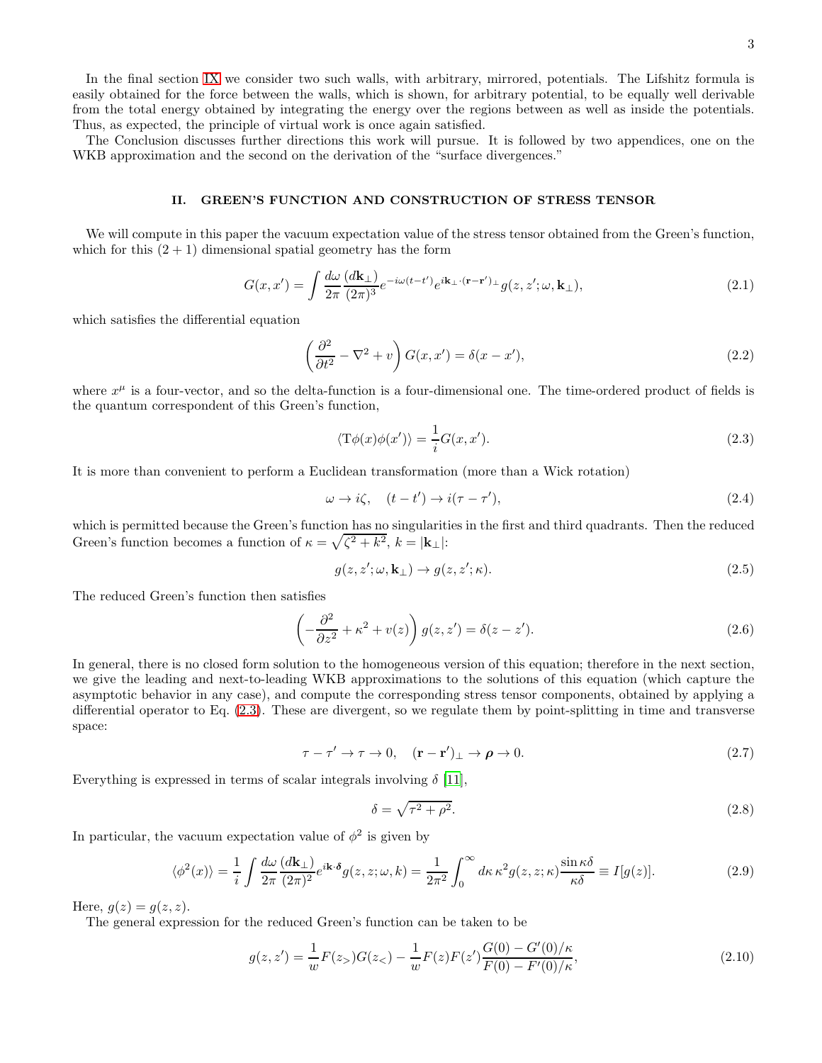In the final section IX we consider two such walls, with arbitrary, mirrored, potentials. The Lifshitz formula is easily obtained for the force between the walls, which is shown, for arbitrary potential, to be equally well derivable from the total energy obtained by integrating the energy over the regions between as well as inside the potentials. Thus, as expected, the principle of virtual work is once again satisfied.

The Conclusion discusses further directions this work will pursue. It is followed by two appendices, one on the WKB approximation and the second on the derivation of the "surface divergences."

## II. GREEN'S FUNCTION AND CONSTRUCTION OF STRESS TENSOR

We will compute in this paper the vacuum expectation value of the stress tensor obtained from the Green's function, which for this $(2+1)$ dimensional spatial geometry has the form

$$G(x,x') = \int \frac{d\omega}{2\pi}\frac{(d\mathbf{k}_\perp)}{(2\pi)^3} e^{-i\omega(t-t')} e^{i\mathbf{k}_\perp\cdot(\mathbf{r}-\mathbf{r}')_\perp} g(z,z';\omega,\mathbf{k}_\perp), \tag{2.1}$$

which satisfies the differential equation

$$\left(\frac{\partial^2}{\partial t^2} - \nabla^2 + v\right) G(x,x') = \delta(x-x'), \tag{2.2}$$

where $x^\mu$ is a four-vector, and so the delta-function is a four-dimensional one. The time-ordered product of fields is the quantum correspondent of this Green's function,

$$\langle \mathrm{T}\phi(x)\phi(x')\rangle = \frac{1}{i}G(x,x'). \tag{2.3}$$

It is more than convenient to perform a Euclidean transformation (more than a Wick rotation)

$$\omega \to i\zeta, \quad (t-t') \to i(\tau-\tau'), \tag{2.4}$$

which is permitted because the Green's function has no singularities in the first and third quadrants. Then the reduced Green's function becomes a function of $\kappa = \sqrt{\zeta^2+k^2}$, $k = |\mathbf{k}_\perp|$:

$$g(z,z';\omega,\mathbf{k}_\perp) \to g(z,z';\kappa). \tag{2.5}$$

The reduced Green's function then satisfies

$$\left(-\frac{\partial^2}{\partial z^2} + \kappa^2 + v(z)\right) g(z,z') = \delta(z-z'). \tag{2.6}$$

In general, there is no closed form solution to the homogeneous version of this equation; therefore in the next section, we give the leading and next-to-leading WKB approximations to the solutions of this equation (which capture the asymptotic behavior in any case), and compute the corresponding stress tensor components, obtained by applying a differential operator to Eq. (2.3). These are divergent, so we regulate them by point-splitting in time and transverse space:

$$\tau - \tau' \to \tau \to 0, \quad (\mathbf{r}-\mathbf{r}')_\perp \to \boldsymbol{\rho} \to 0. \tag{2.7}$$

Everything is expressed in terms of scalar integrals involving $\delta$ [11],

$$\delta = \sqrt{\tau^2 + \rho^2}. \tag{2.8}$$

In particular, the vacuum expectation value of $\phi^2$ is given by

$$\langle \phi^2(x)\rangle = \frac{1}{i}\int \frac{d\omega}{2\pi}\frac{(d\mathbf{k}_\perp)}{(2\pi)^2} e^{i\mathbf{k}\cdot\boldsymbol{\delta}} g(z,z;\omega,k) = \frac{1}{2\pi^2}\int_0^\infty d\kappa\,\kappa^2 g(z,z;\kappa)\frac{\sin\kappa\delta}{\kappa\delta} \equiv I[g(z)]. \tag{2.9}$$

Here, $g(z) = g(z,z)$.

The general expression for the reduced Green's function can be taken to be

$$g(z,z') = \frac{1}{w}F(z_>)G(z_<) - \frac{1}{w}F(z)F(z')\frac{G(0)-G'(0)/\kappa}{F(0)-F'(0)/\kappa}, \tag{2.10}$$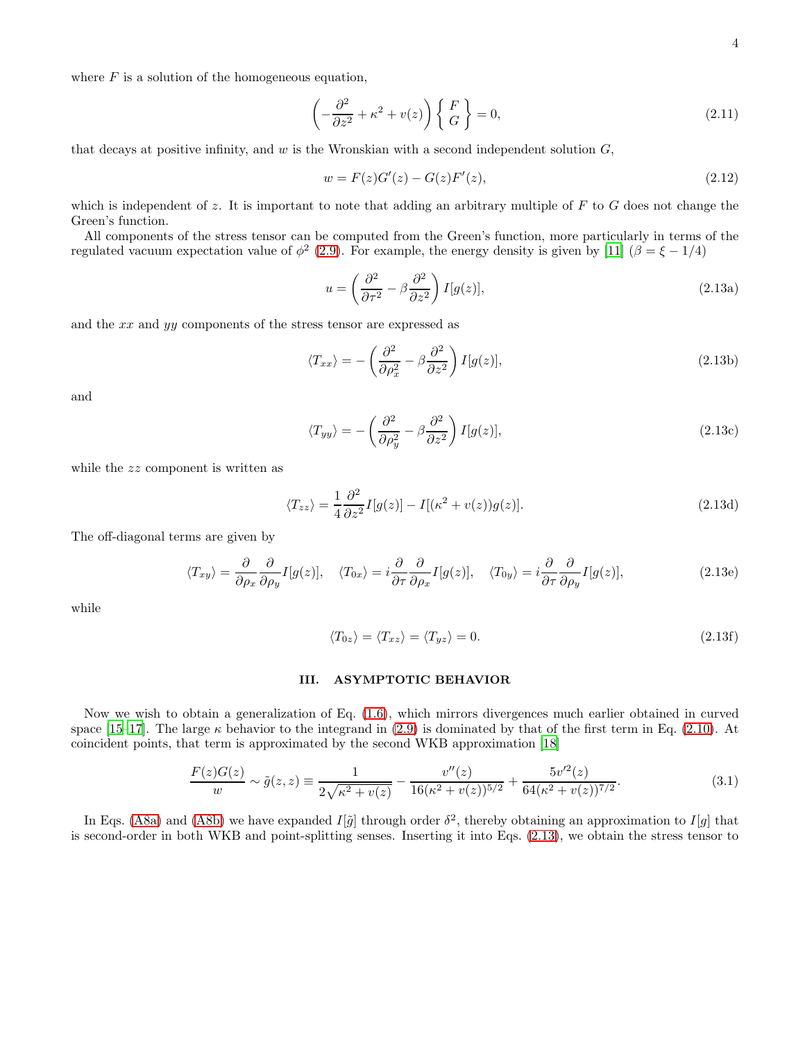where $F$ is a solution of the homogeneous equation,

$$\left(-\frac{\partial^2}{\partial z^2}+\kappa^2+v(z)\right)\left\{\begin{array}{c} F \\ G \end{array}\right\}=0, \tag{2.11}$$

that decays at positive infinity, and $w$ is the Wronskian with a second independent solution $G$,

$$w = F(z)G'(z) - G(z)F'(z), \tag{2.12}$$

which is independent of $z$. It is important to note that adding an arbitrary multiple of $F$ to $G$ does not change the Green's function.

All components of the stress tensor can be computed from the Green's function, more particularly in terms of the regulated vacuum expectation value of $\phi^2$ (2.9). For example, the energy density is given by [11] ($\beta = \xi - 1/4$)

$$u = \left(\frac{\partial^2}{\partial \tau^2} - \beta \frac{\partial^2}{\partial z^2}\right) I[g(z)], \tag{2.13a}$$

and the $xx$ and $yy$ components of the stress tensor are expressed as

$$\langle T_{xx}\rangle = -\left(\frac{\partial^2}{\partial \rho_x^2} - \beta \frac{\partial^2}{\partial z^2}\right) I[g(z)], \tag{2.13b}$$

and

$$\langle T_{yy}\rangle = -\left(\frac{\partial^2}{\partial \rho_y^2} - \beta \frac{\partial^2}{\partial z^2}\right) I[g(z)], \tag{2.13c}$$

while the $zz$ component is written as

$$\langle T_{zz}\rangle = \frac{1}{4}\frac{\partial^2}{\partial z^2} I[g(z)] - I[(\kappa^2+v(z))g(z)]. \tag{2.13d}$$

The off-diagonal terms are given by

$$\langle T_{xy}\rangle = \frac{\partial}{\partial \rho_x}\frac{\partial}{\partial \rho_y} I[g(z)], \quad \langle T_{0x}\rangle = i\frac{\partial}{\partial \tau}\frac{\partial}{\partial \rho_x} I[g(z)], \quad \langle T_{0y}\rangle = i\frac{\partial}{\partial \tau}\frac{\partial}{\partial \rho_y} I[g(z)], \tag{2.13e}$$

while

$$\langle T_{0z}\rangle = \langle T_{xz}\rangle = \langle T_{yz}\rangle = 0. \tag{2.13f}$$

## III. ASYMPTOTIC BEHAVIOR

Now we wish to obtain a generalization of Eq. (1.6), which mirrors divergences much earlier obtained in curved space [15–17]. The large $\kappa$ behavior to the integrand in (2.9) is dominated by that of the first term in Eq. (2.10). At coincident points, that term is approximated by the second WKB approximation [18]

$$\frac{F(z)G(z)}{w} \sim \tilde{g}(z,z) \equiv \frac{1}{2\sqrt{\kappa^2+v(z)}} - \frac{v''(z)}{16(\kappa^2+v(z))^{5/2}} + \frac{5v'^2(z)}{64(\kappa^2+v(z))^{7/2}}. \tag{3.1}$$

In Eqs. (A8a) and (A8b) we have expanded $I[\tilde{g}]$ through order $\delta^2$, thereby obtaining an approximation to $I[g]$ that is second-order in both WKB and point-splitting senses. Inserting it into Eqs. (2.13), we obtain the stress tensor to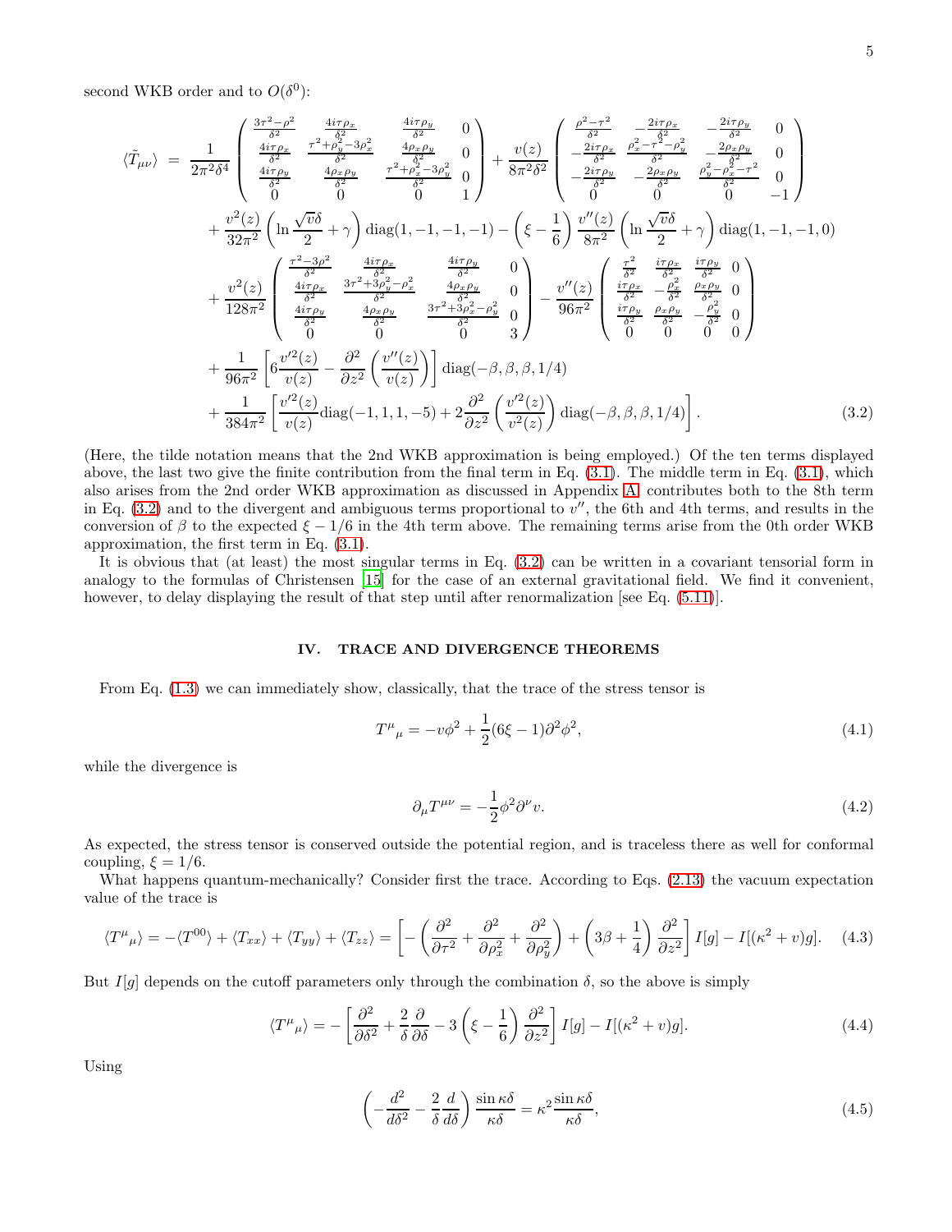second WKB order and to $O(\delta^0)$:

$$
\begin{aligned}
\langle \tilde{T}_{\mu\nu} \rangle \; = \; & \frac{1}{2\pi^2\delta^4} \begin{pmatrix} \frac{3\tau^2-\rho^2}{\delta^2} & \frac{4i\tau\rho_x}{\delta^2} & \frac{4i\tau\rho_y}{\delta^2} & 0 \\ \frac{4i\tau\rho_x}{\delta^2} & \frac{\tau^2+\rho_y^2-3\rho_x^2}{\delta^2} & \frac{4\rho_x\rho_y}{\delta^2} & 0 \\ \frac{4i\tau\rho_y}{\delta^2} & \frac{4\rho_x\rho_y}{\delta^2} & \frac{\tau^2+\rho_x^2-3\rho_y^2}{\delta^2} & 0 \\ 0 & 0 & 0 & 1 \end{pmatrix} + \frac{v(z)}{8\pi^2\delta^2} \begin{pmatrix} \frac{\rho^2-\tau^2}{\delta^2} & -\frac{2i\tau\rho_x}{\delta^2} & -\frac{2i\tau\rho_y}{\delta^2} & 0 \\ -\frac{2i\tau\rho_x}{\delta^2} & \frac{\rho_x^2-\tau^2-\rho_y^2}{\delta^2} & -\frac{2\rho_x\rho_y}{\delta^2} & 0 \\ -\frac{2i\tau\rho_y}{\delta^2} & -\frac{2\rho_x\rho_y}{\delta^2} & \frac{\rho_y^2-\rho_x^2-\tau^2}{\delta^2} & 0 \\ 0 & 0 & 0 & -1 \end{pmatrix} \\
& + \frac{v^2(z)}{32\pi^2}\left(\ln\frac{\sqrt{v}\delta}{2}+\gamma\right)\mathrm{diag}(1,-1,-1,-1) - \left(\xi-\frac{1}{6}\right)\frac{v''(z)}{8\pi^2}\left(\ln\frac{\sqrt{v}\delta}{2}+\gamma\right)\mathrm{diag}(1,-1,-1,0) \\
& + \frac{v^2(z)}{128\pi^2} \begin{pmatrix} \frac{\tau^2-3\rho^2}{\delta^2} & \frac{4i\tau\rho_x}{\delta^2} & \frac{4i\tau\rho_y}{\delta^2} & 0 \\ \frac{4i\tau\rho_x}{\delta^2} & \frac{3\tau^2+3\rho_y^2-\rho_x^2}{\delta^2} & \frac{4\rho_x\rho_y}{\delta^2} & 0 \\ \frac{4i\tau\rho_y}{\delta^2} & \frac{4\rho_x\rho_y}{\delta^2} & \frac{3\tau^2+3\rho_x^2-\rho_y^2}{\delta^2} & 0 \\ 0 & 0 & 0 & 3 \end{pmatrix} - \frac{v''(z)}{96\pi^2} \begin{pmatrix} \frac{\tau^2}{\delta^2} & \frac{i\tau\rho_x}{\delta^2} & \frac{i\tau\rho_y}{\delta^2} & 0 \\ \frac{i\tau\rho_x}{\delta^2} & -\frac{\rho_x^2}{\delta^2} & \frac{\rho_x\rho_y}{\delta^2} & 0 \\ \frac{i\tau\rho_y}{\delta^2} & \frac{\rho_x\rho_y}{\delta^2} & -\frac{\rho_y^2}{\delta^2} & 0 \\ 0 & 0 & 0 & 0 \end{pmatrix} \\
& + \frac{1}{96\pi^2}\left[6\frac{v'^2(z)}{v(z)} - \frac{\partial^2}{\partial z^2}\left(\frac{v''(z)}{v(z)}\right)\right]\mathrm{diag}(-\beta,\beta,\beta,1/4) \\
& + \frac{1}{384\pi^2}\left[\frac{v'^2(z)}{v(z)}\mathrm{diag}(-1,1,1,-5) + 2\frac{\partial^2}{\partial z^2}\left(\frac{v'^2(z)}{v^2(z)}\right)\mathrm{diag}(-\beta,\beta,\beta,1/4)\right]. 
\end{aligned} \tag{3.2}
$$

(Here, the tilde notation means that the 2nd WKB approximation is being employed.) Of the ten terms displayed above, the last two give the finite contribution from the final term in Eq. (3.1). The middle term in Eq. (3.1), which also arises from the 2nd order WKB approximation as discussed in Appendix A, contributes both to the 8th term in Eq. (3.2) and to the divergent and ambiguous terms proportional to $v''$, the 6th and 4th terms, and results in the conversion of $\beta$ to the expected $\xi - 1/6$ in the 4th term above. The remaining terms arise from the 0th order WKB approximation, the first term in Eq. (3.1).

It is obvious that (at least) the most singular terms in Eq. (3.2) can be written in a covariant tensorial form in analogy to the formulas of Christensen [15] for the case of an external gravitational field. We find it convenient, however, to delay displaying the result of that step until after renormalization [see Eq. (5.11)].

## IV. TRACE AND DIVERGENCE THEOREMS

From Eq. (1.3) we can immediately show, classically, that the trace of the stress tensor is

$$T^\mu{}_\mu = -v\phi^2 + \frac{1}{2}(6\xi - 1)\partial^2\phi^2, \tag{4.1}$$

while the divergence is

$$\partial_\mu T^{\mu\nu} = -\frac{1}{2}\phi^2\partial^\nu v. \tag{4.2}$$

As expected, the stress tensor is conserved outside the potential region, and is traceless there as well for conformal coupling, $\xi = 1/6$.

What happens quantum-mechanically? Consider first the trace. According to Eqs. (2.13) the vacuum expectation value of the trace is

$$\langle T^\mu{}_\mu\rangle = -\langle T^{00}\rangle + \langle T_{xx}\rangle + \langle T_{yy}\rangle + \langle T_{zz}\rangle = \left[-\left(\frac{\partial^2}{\partial\tau^2} + \frac{\partial^2}{\partial\rho_x^2} + \frac{\partial^2}{\partial\rho_y^2}\right) + \left(3\beta + \frac{1}{4}\right)\frac{\partial^2}{\partial z^2}\right] I[g] - I[(\kappa^2 + v)g]. \tag{4.3}$$

But $I[g]$ depends on the cutoff parameters only through the combination $\delta$, so the above is simply

$$\langle T^\mu{}_\mu\rangle = -\left[\frac{\partial^2}{\partial\delta^2} + \frac{2}{\delta}\frac{\partial}{\partial\delta} - 3\left(\xi - \frac{1}{6}\right)\frac{\partial^2}{\partial z^2}\right] I[g] - I[(\kappa^2+v)g]. \tag{4.4}$$

Using

$$\left(-\frac{d^2}{d\delta^2} - \frac{2}{\delta}\frac{d}{d\delta}\right)\frac{\sin\kappa\delta}{\kappa\delta} = \kappa^2\frac{\sin\kappa\delta}{\kappa\delta}, \tag{4.5}$$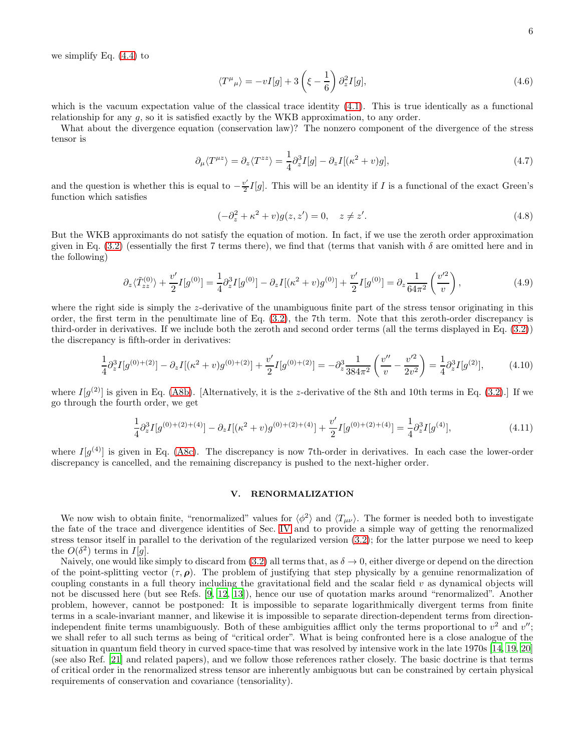we simplify Eq. (4.4) to

$$\langle T^\mu{}_\mu \rangle = -vI[g] + 3\left(\xi - \frac{1}{6}\right)\partial_z^2 I[g], \tag{4.6}$$

which is the vacuum expectation value of the classical trace identity (4.1). This is true identically as a functional relationship for any $g$, so it is satisfied exactly by the WKB approximation, to any order.

What about the divergence equation (conservation law)? The nonzero component of the divergence of the stress tensor is

$$\partial_\mu \langle T^{\mu z}\rangle = \partial_z \langle T^{zz}\rangle = \frac{1}{4}\partial_z^3 I[g] - \partial_z I[(\kappa^2 + v)g], \tag{4.7}$$

and the question is whether this is equal to $-\frac{v'}{2}I[g]$. This will be an identity if $I$ is a functional of the exact Green's function which satisfies

$$(-\partial_z^2 + \kappa^2 + v)g(z, z') = 0, \quad z \neq z'. \tag{4.8}$$

But the WKB approximants do not satisfy the equation of motion. In fact, if we use the zeroth order approximation given in Eq. (3.2) (essentially the first 7 terms there), we find that (terms that vanish with $\delta$ are omitted here and in the following)

$$\partial_z \langle \tilde{T}^{(0)}_{zz}\rangle + \frac{v'}{2}I[g^{(0)}] = \frac{1}{4}\partial_z^3 I[g^{(0)}] - \partial_z I[(\kappa^2+v)g^{(0)}] + \frac{v'}{2}I[g^{(0)}] = \partial_z \frac{1}{64\pi^2}\left(\frac{v'^2}{v}\right), \tag{4.9}$$

where the right side is simply the $z$-derivative of the unambiguous finite part of the stress tensor originating in this order, the first term in the penultimate line of Eq. (3.2), the 7th term. Note that this zeroth-order discrepancy is third-order in derivatives. If we include both the zeroth and second order terms (all the terms displayed in Eq. (3.2)) the discrepancy is fifth-order in derivatives:

$$\frac{1}{4}\partial_z^3 I[g^{(0)+(2)}] - \partial_z I[(\kappa^2+v)g^{(0)+(2)}] + \frac{v'}{2}I[g^{(0)+(2)}] = -\partial_z^3 \frac{1}{384\pi^2}\left(\frac{v''}{v} - \frac{v'^2}{2v^2}\right) = \frac{1}{4}\partial_z^3 I[g^{(2)}], \tag{4.10}$$

where $I[g^{(2)}]$ is given in Eq. (A8b). [Alternatively, it is the $z$-derivative of the 8th and 10th terms in Eq. (3.2).] If we go through the fourth order, we get

$$\frac{1}{4}\partial_z^3 I[g^{(0)+(2)+(4)}] - \partial_z I[(\kappa^2+v)g^{(0)+(2)+(4)}] + \frac{v'}{2}I[g^{(0)+(2)+(4)}] = \frac{1}{4}\partial_z^3 I[g^{(4)}], \tag{4.11}$$

where $I[g^{(4)}]$ is given in Eq. (A8c). The discrepancy is now 7th-order in derivatives. In each case the lower-order discrepancy is cancelled, and the remaining discrepancy is pushed to the next-higher order.

## V. RENORMALIZATION

We now wish to obtain finite, "renormalized" values for $\langle \phi^2 \rangle$ and $\langle T_{\mu\nu}\rangle$. The former is needed both to investigate the fate of the trace and divergence identities of Sec. IV and to provide a simple way of getting the renormalized stress tensor itself in parallel to the derivation of the regularized version (3.2); for the latter purpose we need to keep the $O(\delta^2)$ terms in $I[g]$.

Naively, one would like simply to discard from (3.2) all terms that, as $\delta \to 0$, either diverge or depend on the direction of the point-splitting vector $(\tau, \boldsymbol{\rho})$. The problem of justifying that step physically by a genuine renormalization of coupling constants in a full theory including the gravitational field and the scalar field $v$ as dynamical objects will not be discussed here (but see Refs. [9, 12, 13]), hence our use of quotation marks around "renormalized". Another problem, however, cannot be postponed: It is impossible to separate logarithmically divergent terms from finite terms in a scale-invariant manner, and likewise it is impossible to separate direction-dependent terms from direction-independent finite terms unambiguously. Both of these ambiguities afflict only the terms proportional to $v^2$ and $v''$; we shall refer to all such terms as being of "critical order". What is being confronted here is a close analogue of the situation in quantum field theory in curved space-time that was resolved by intensive work in the late 1970s [14, 19, 20] (see also Ref. [21] and related papers), and we follow those references rather closely. The basic doctrine is that terms of critical order in the renormalized stress tensor are inherently ambiguous but can be constrained by certain physical requirements of conservation and covariance (tensoriality).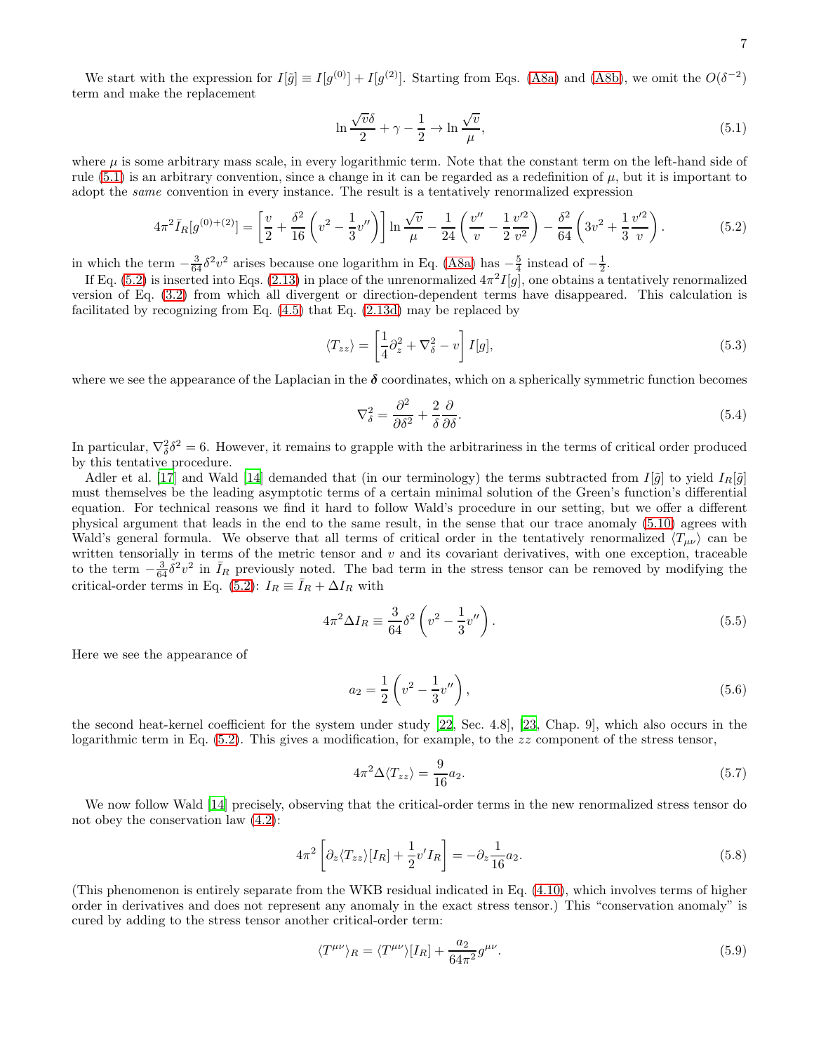We start with the expression for $I[\tilde{g}] \equiv I[g^{(0)}] + I[g^{(2)}]$. Starting from Eqs. (A8a) and (A8b), we omit the $O(\delta^{-2})$ term and make the replacement

$$\ln \frac{\sqrt{v}\delta}{2} + \gamma - \frac{1}{2} \to \ln \frac{\sqrt{v}}{\mu}, \tag{5.1}$$

where $\mu$ is some arbitrary mass scale, in every logarithmic term. Note that the constant term on the left-hand side of rule (5.1) is an arbitrary convention, since a change in it can be regarded as a redefinition of $\mu$, but it is important to adopt the *same* convention in every instance. The result is a tentatively renormalized expression

$$4\pi^2 \bar{I}_R[g^{(0)+(2)}] = \left[\frac{v}{2} + \frac{\delta^2}{16}\left(v^2 - \frac{1}{3}v''\right)\right] \ln \frac{\sqrt{v}}{\mu} - \frac{1}{24}\left(\frac{v''}{v} - \frac{1}{2}\frac{v'^2}{v^2}\right) - \frac{\delta^2}{64}\left(3v^2 + \frac{1}{3}\frac{v'^2}{v}\right). \tag{5.2}$$

in which the term $-\frac{3}{64}\delta^2 v^2$ arises because one logarithm in Eq. (A8a) has $-\frac{5}{4}$ instead of $-\frac{1}{2}$.

If Eq. (5.2) is inserted into Eqs. (2.13) in place of the unrenormalized $4\pi^2 I[g]$, one obtains a tentatively renormalized version of Eq. (3.2) from which all divergent or direction-dependent terms have disappeared. This calculation is facilitated by recognizing from Eq. (4.5) that Eq. (2.13d) may be replaced by

$$\langle T_{zz} \rangle = \left[\frac{1}{4}\partial_z^2 + \nabla_\delta^2 - v\right] I[g], \tag{5.3}$$

where we see the appearance of the Laplacian in the $\boldsymbol{\delta}$ coordinates, which on a spherically symmetric function becomes

$$\nabla_\delta^2 = \frac{\partial^2}{\partial \delta^2} + \frac{2}{\delta}\frac{\partial}{\partial \delta}. \tag{5.4}$$

In particular, $\nabla_\delta^2 \delta^2 = 6$. However, it remains to grapple with the arbitrariness in the terms of critical order produced by this tentative procedure.

Adler et al. [17] and Wald [14] demanded that (in our terminology) the terms subtracted from $I[\tilde{g}]$ to yield $I_R[\tilde{g}]$ must themselves be the leading asymptotic terms of a certain minimal solution of the Green's function's differential equation. For technical reasons we find it hard to follow Wald's procedure in our setting, but we offer a different physical argument that leads in the end to the same result, in the sense that our trace anomaly (5.10) agrees with Wald's general formula. We observe that all terms of critical order in the tentatively renormalized $\langle T_{\mu\nu} \rangle$ can be written tensorially in terms of the metric tensor and $v$ and its covariant derivatives, with one exception, traceable to the term $-\frac{3}{64}\delta^2 v^2$ in $\bar{I}_R$ previously noted. The bad term in the stress tensor can be removed by modifying the critical-order terms in Eq. (5.2): $I_R \equiv \bar{I}_R + \Delta I_R$ with

$$4\pi^2 \Delta I_R \equiv \frac{3}{64}\delta^2\left(v^2 - \frac{1}{3}v''\right). \tag{5.5}$$

Here we see the appearance of

$$a_2 = \frac{1}{2}\left(v^2 - \frac{1}{3}v''\right), \tag{5.6}$$

the second heat-kernel coefficient for the system under study [22, Sec. 4.8], [23, Chap. 9], which also occurs in the logarithmic term in Eq. (5.2). This gives a modification, for example, to the $zz$ component of the stress tensor,

$$4\pi^2 \Delta\langle T_{zz} \rangle = \frac{9}{16}a_2. \tag{5.7}$$

We now follow Wald [14] precisely, observing that the critical-order terms in the new renormalized stress tensor do not obey the conservation law (4.2):

$$4\pi^2\left[\partial_z \langle T_{zz} \rangle[I_R] + \frac{1}{2}v' I_R\right] = -\partial_z \frac{1}{16}a_2. \tag{5.8}$$

(This phenomenon is entirely separate from the WKB residual indicated in Eq. (4.10), which involves terms of higher order in derivatives and does not represent any anomaly in the exact stress tensor.) This "conservation anomaly" is cured by adding to the stress tensor another critical-order term:

$$\langle T^{\mu\nu} \rangle_R = \langle T^{\mu\nu} \rangle[I_R] + \frac{a_2}{64\pi^2}g^{\mu\nu}. \tag{5.9}$$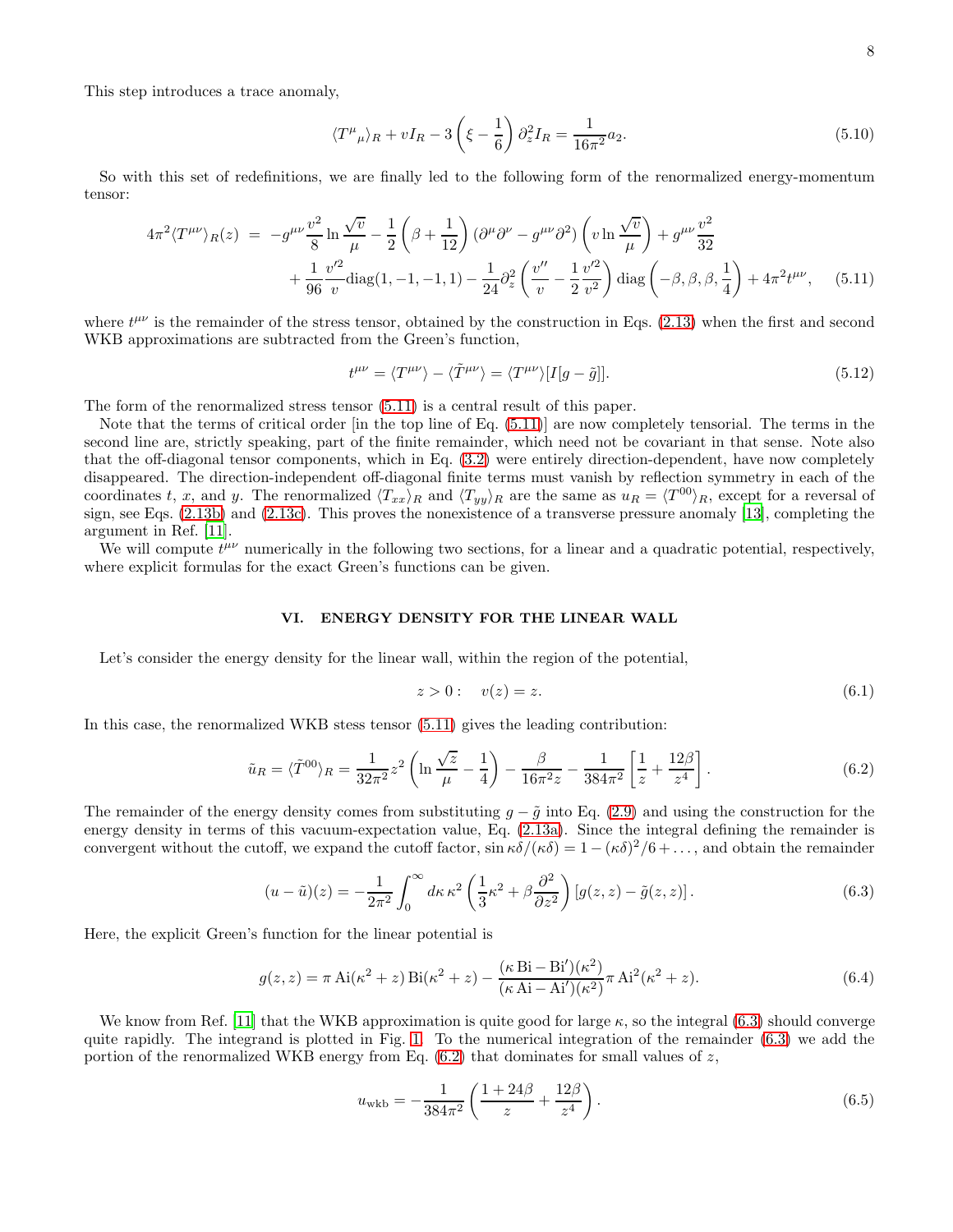This step introduces a trace anomaly,

$$\langle T^\mu{}_\mu \rangle_R + vI_R - 3\left(\xi - \frac{1}{6}\right)\partial_z^2 I_R = \frac{1}{16\pi^2}a_2. \tag{5.10}$$

So with this set of redefinitions, we are finally led to the following form of the renormalized energy-momentum tensor:

$$\begin{aligned} 4\pi^2\langle T^{\mu\nu}\rangle_R(z) &= -g^{\mu\nu}\frac{v^2}{8}\ln\frac{\sqrt{v}}{\mu} - \frac{1}{2}\left(\beta + \frac{1}{12}\right)(\partial^\mu\partial^\nu - g^{\mu\nu}\partial^2)\left(v\ln\frac{\sqrt{v}}{\mu}\right) + g^{\mu\nu}\frac{v^2}{32} \\ &\quad + \frac{1}{96}\frac{v'^2}{v}\text{diag}(1,-1,-1,1) - \frac{1}{24}\partial_z^2\left(\frac{v''}{v} - \frac{1}{2}\frac{v'^2}{v^2}\right)\text{diag}\left(-\beta,\beta,\beta,\frac{1}{4}\right) + 4\pi^2 t^{\mu\nu}, \end{aligned} \tag{5.11}$$

where $t^{\mu\nu}$ is the remainder of the stress tensor, obtained by the construction in Eqs. (2.13) when the first and second WKB approximations are subtracted from the Green's function,

$$t^{\mu\nu} = \langle T^{\mu\nu}\rangle - \langle \tilde{T}^{\mu\nu}\rangle = \langle T^{\mu\nu}\rangle[I[g-\tilde{g}]]. \tag{5.12}$$

The form of the renormalized stress tensor (5.11) is a central result of this paper.

Note that the terms of critical order [in the top line of Eq. (5.11)] are now completely tensorial. The terms in the second line are, strictly speaking, part of the finite remainder, which need not be covariant in that sense. Note also that the off-diagonal tensor components, which in Eq. (3.2) were entirely direction-dependent, have now completely disappeared. The direction-independent off-diagonal finite terms must vanish by reflection symmetry in each of the coordinates $t$, $x$, and $y$. The renormalized $\langle T_{xx}\rangle_R$ and $\langle T_{yy}\rangle_R$ are the same as $u_R = \langle T^{00}\rangle_R$, except for a reversal of sign, see Eqs. (2.13b) and (2.13c). This proves the nonexistence of a transverse pressure anomaly [13], completing the argument in Ref. [11].

We will compute $t^{\mu\nu}$ numerically in the following two sections, for a linear and a quadratic potential, respectively, where explicit formulas for the exact Green's functions can be given.

## VI. ENERGY DENSITY FOR THE LINEAR WALL

Let's consider the energy density for the linear wall, within the region of the potential,

$$z > 0: \quad v(z) = z. \tag{6.1}$$

In this case, the renormalized WKB stess tensor (5.11) gives the leading contribution:

$$\tilde{u}_R = \langle \tilde{T}^{00}\rangle_R = \frac{1}{32\pi^2}z^2\left(\ln\frac{\sqrt{z}}{\mu} - \frac{1}{4}\right) - \frac{\beta}{16\pi^2 z} - \frac{1}{384\pi^2}\left[\frac{1}{z} + \frac{12\beta}{z^4}\right]. \tag{6.2}$$

The remainder of the energy density comes from substituting $g - \tilde{g}$ into Eq. (2.9) and using the construction for the energy density in terms of this vacuum-expectation value, Eq. (2.13a). Since the integral defining the remainder is convergent without the cutoff, we expand the cutoff factor, $\sin\kappa\delta/(\kappa\delta) = 1 - (\kappa\delta)^2/6 + \ldots$, and obtain the remainder

$$(u - \tilde{u})(z) = -\frac{1}{2\pi^2}\int_0^\infty d\kappa\,\kappa^2\left(\frac{1}{3}\kappa^2 + \beta\frac{\partial^2}{\partial z^2}\right)[g(z,z) - \tilde{g}(z,z)]. \tag{6.3}$$

Here, the explicit Green's function for the linear potential is

$$g(z,z) = \pi\,\text{Ai}(\kappa^2 + z)\,\text{Bi}(\kappa^2 + z) - \frac{(\kappa\,\text{Bi} - \text{Bi}')(\kappa^2)}{(\kappa\,\text{Ai} - \text{Ai}')(\kappa^2)}\pi\,\text{Ai}^2(\kappa^2 + z). \tag{6.4}$$

We know from Ref. [11] that the WKB approximation is quite good for large $\kappa$, so the integral (6.3) should converge quite rapidly. The integrand is plotted in Fig. 1. To the numerical integration of the remainder (6.3) we add the portion of the renormalized WKB energy from Eq. (6.2) that dominates for small values of $z$,

$$u_{\text{wkb}} = -\frac{1}{384\pi^2}\left(\frac{1 + 24\beta}{z} + \frac{12\beta}{z^4}\right). \tag{6.5}$$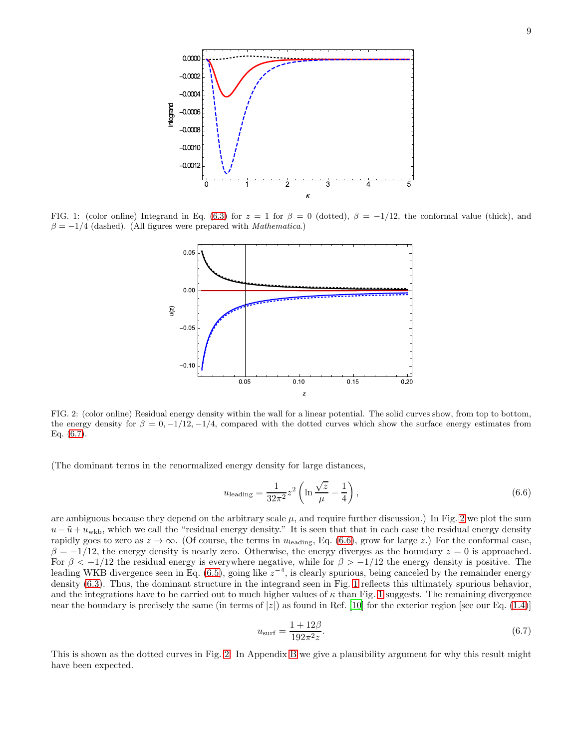FIG. 1: (color online) Integrand in Eq. (6.3) for $z = 1$ for $\beta = 0$ (dotted), $\beta = -1/12$, the conformal value (thick), and $\beta = -1/4$ (dashed). (All figures were prepared with *Mathematica*.)

FIG. 2: (color online) Residual energy density within the wall for a linear potential. The solid curves show, from top to bottom, the energy density for $\beta = 0, -1/12, -1/4$, compared with the dotted curves which show the surface energy estimates from Eq. (6.7).

(The dominant terms in the renormalized energy density for large distances,

$$u_{\text{leading}} = \frac{1}{32\pi^2} z^2 \left( \ln \frac{\sqrt{z}}{\mu} - \frac{1}{4} \right), \tag{6.6}$$

are ambiguous because they depend on the arbitrary scale $\mu$, and require further discussion.) In Fig. 2 we plot the sum $u - \tilde{u} + u_{\text{wkb}}$, which we call the "residual energy density." It is seen that that in each case the residual energy density rapidly goes to zero as $z \to \infty$. (Of course, the terms in $u_{\text{leading}}$, Eq. (6.6), grow for large $z$.) For the conformal case, $\beta = -1/12$, the energy density is nearly zero. Otherwise, the energy diverges as the boundary $z = 0$ is approached. For $\beta < -1/12$ the residual energy is everywhere negative, while for $\beta > -1/12$ the energy density is positive. The leading WKB divergence seen in Eq. (6.5), going like $z^{-4}$, is clearly spurious, being canceled by the remainder energy density (6.3). Thus, the dominant structure in the integrand seen in Fig. 1 reflects this ultimately spurious behavior, and the integrations have to be carried out to much higher values of $\kappa$ than Fig. 1 suggests. The remaining divergence near the boundary is precisely the same (in terms of $|z|$) as found in Ref. [10] for the exterior region [see our Eq. (1.4)]

$$u_{\text{surf}} = \frac{1 + 12\beta}{192\pi^2 z}. \tag{6.7}$$

This is shown as the dotted curves in Fig. 2. In Appendix B we give a plausibility argument for why this result might have been expected.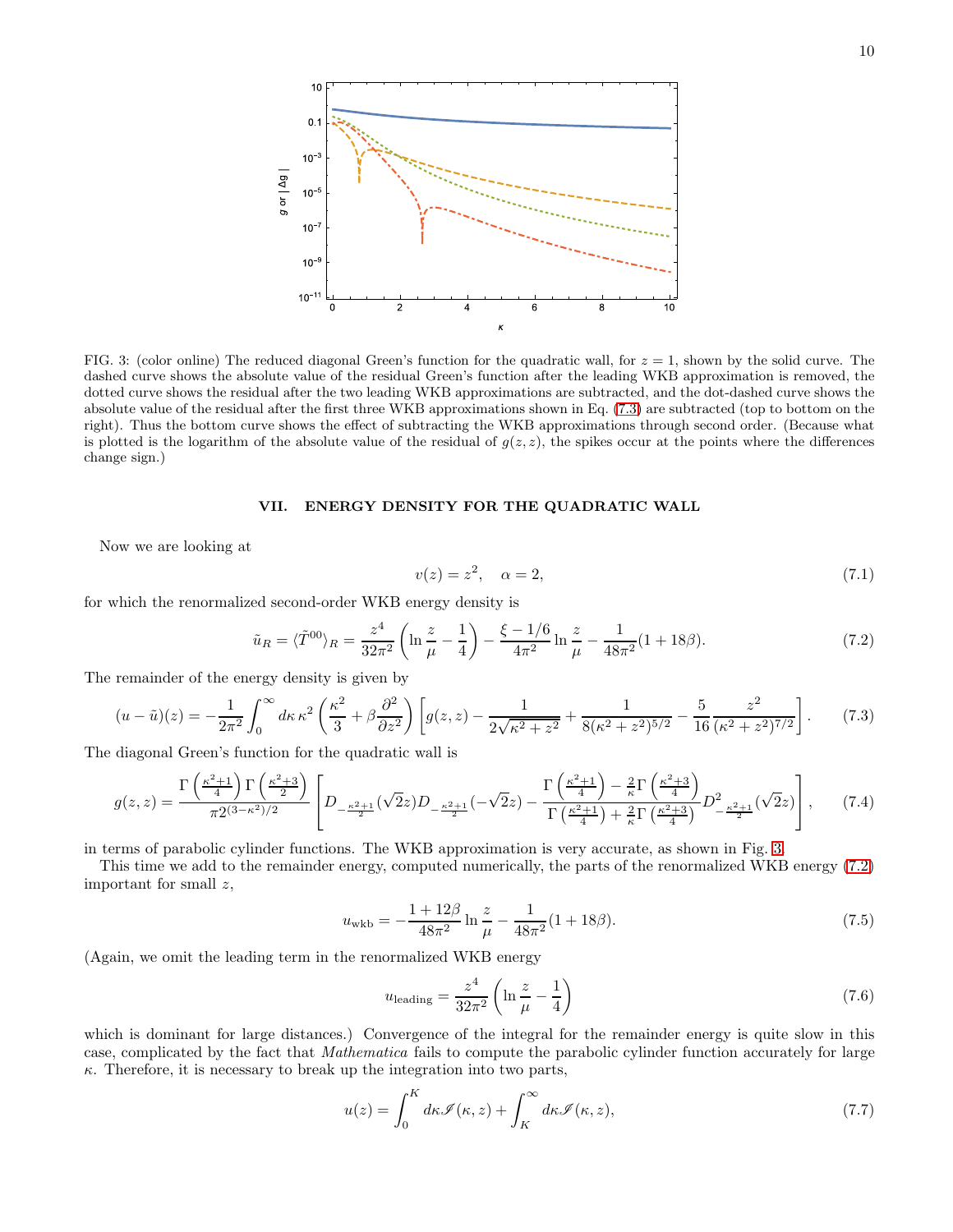FIG. 3: (color online) The reduced diagonal Green's function for the quadratic wall, for $z = 1$, shown by the solid curve. The dashed curve shows the absolute value of the residual Green's function after the leading WKB approximation is removed, the dotted curve shows the residual after the two leading WKB approximations are subtracted, and the dot-dashed curve shows the absolute value of the residual after the first three WKB approximations shown in Eq. (7.3) are subtracted (top to bottom on the right). Thus the bottom curve shows the effect of subtracting the WKB approximations through second order. (Because what is plotted is the logarithm of the absolute value of the residual of $g(z,z)$, the spikes occur at the points where the differences change sign.)

## VII. ENERGY DENSITY FOR THE QUADRATIC WALL

Now we are looking at

$$v(z) = z^2, \quad \alpha = 2, \tag{7.1}$$

for which the renormalized second-order WKB energy density is

$$\tilde{u}_R = \langle \tilde{T}^{00} \rangle_R = \frac{z^4}{32\pi^2}\left(\ln\frac{z}{\mu} - \frac{1}{4}\right) - \frac{\xi - 1/6}{4\pi^2}\ln\frac{z}{\mu} - \frac{1}{48\pi^2}(1 + 18\beta). \tag{7.2}$$

The remainder of the energy density is given by

$$(u - \tilde{u})(z) = -\frac{1}{2\pi^2}\int_0^\infty d\kappa\, \kappa^2 \left(\frac{\kappa^2}{3} + \beta\frac{\partial^2}{\partial z^2}\right)\left[g(z,z) - \frac{1}{2\sqrt{\kappa^2 + z^2}} + \frac{1}{8(\kappa^2+z^2)^{5/2}} - \frac{5}{16}\frac{z^2}{(\kappa^2+z^2)^{7/2}}\right]. \tag{7.3}$$

The diagonal Green's function for the quadratic wall is

$$g(z,z) = \frac{\Gamma\left(\frac{\kappa^2+1}{4}\right)\Gamma\left(\frac{\kappa^2+3}{2}\right)}{\pi 2^{(3-\kappa^2)/2}}\left[D_{-\frac{\kappa^2+1}{2}}(\sqrt{2}z)D_{-\frac{\kappa^2+1}{2}}(-\sqrt{2}z) - \frac{\Gamma\left(\frac{\kappa^2+1}{4}\right) - \frac{2}{\kappa}\Gamma\left(\frac{\kappa^2+3}{4}\right)}{\Gamma\left(\frac{\kappa^2+1}{4}\right) + \frac{2}{\kappa}\Gamma\left(\frac{\kappa^2+3}{4}\right)}D^2_{-\frac{\kappa^2+1}{2}}(\sqrt{2}z)\right], \tag{7.4}$$

in terms of parabolic cylinder functions. The WKB approximation is very accurate, as shown in Fig. 3.

This time we add to the remainder energy, computed numerically, the parts of the renormalized WKB energy (7.2) important for small $z$,

$$u_{\rm wkb} = -\frac{1 + 12\beta}{48\pi^2}\ln\frac{z}{\mu} - \frac{1}{48\pi^2}(1 + 18\beta). \tag{7.5}$$

(Again, we omit the leading term in the renormalized WKB energy

$$u_{\rm leading} = \frac{z^4}{32\pi^2}\left(\ln\frac{z}{\mu} - \frac{1}{4}\right) \tag{7.6}$$

which is dominant for large distances.) Convergence of the integral for the remainder energy is quite slow in this case, complicated by the fact that *Mathematica* fails to compute the parabolic cylinder function accurately for large $\kappa$. Therefore, it is necessary to break up the integration into two parts,

$$u(z) = \int_0^K d\kappa \mathscr{I}(\kappa, z) + \int_K^\infty d\kappa \mathscr{I}(\kappa, z), \tag{7.7}$$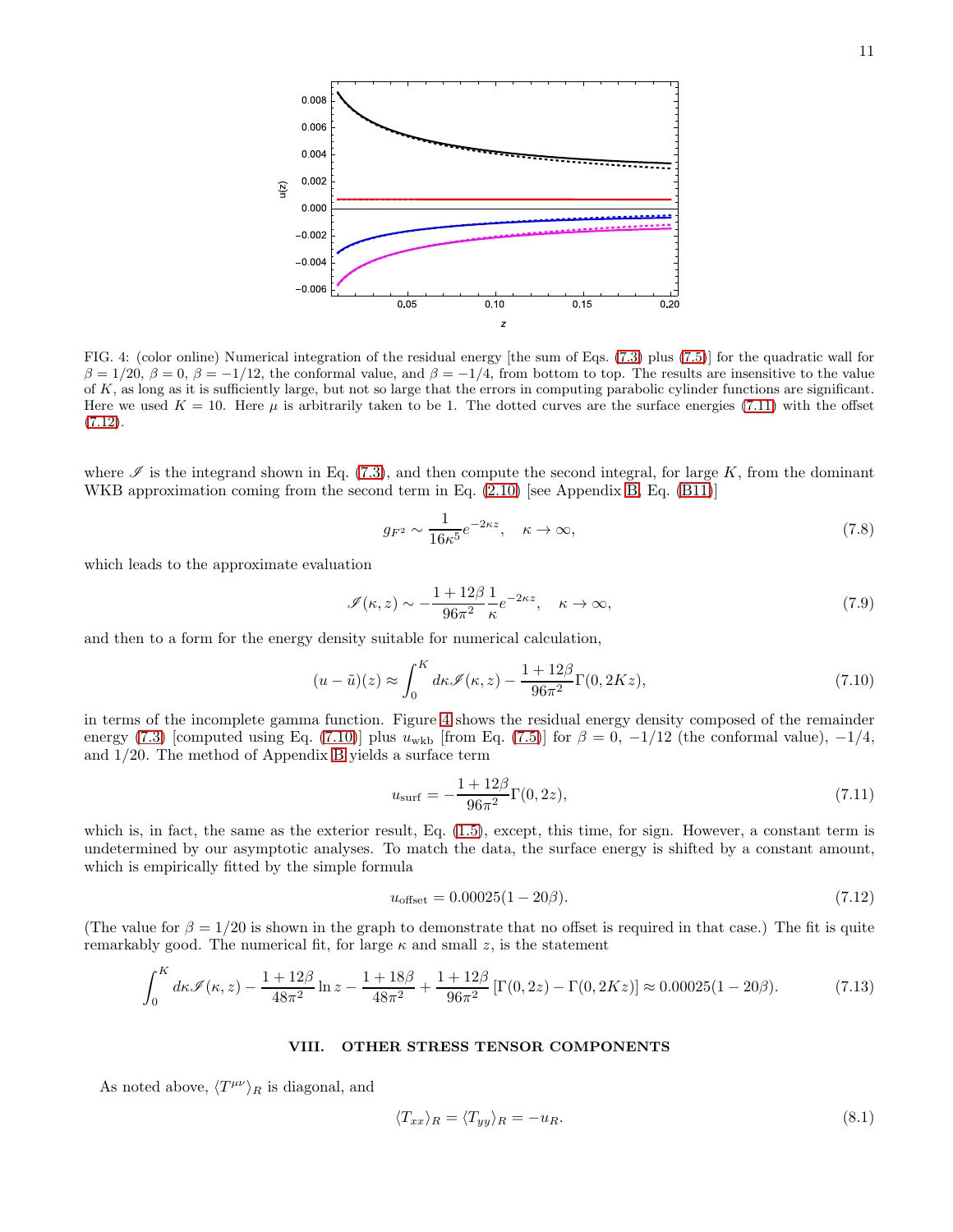FIG. 4: (color online) Numerical integration of the residual energy [the sum of Eqs. (7.3) plus (7.5)] for the quadratic wall for $\beta = 1/20$, $\beta = 0$, $\beta = -1/12$, the conformal value, and $\beta = -1/4$, from bottom to top. The results are insensitive to the value of $K$, as long as it is sufficiently large, but not so large that the errors in computing parabolic cylinder functions are significant. Here we used $K = 10$. Here $\mu$ is arbitrarily taken to be 1. The dotted curves are the surface energies (7.11) with the offset (7.12).

where $\mathscr{I}$ is the integrand shown in Eq. (7.3), and then compute the second integral, for large $K$, from the dominant WKB approximation coming from the second term in Eq. (2.10) [see Appendix B, Eq. (B11)]

$$g_{F^2} \sim \frac{1}{16\kappa^5} e^{-2\kappa z}, \quad \kappa \to \infty, \tag{7.8}$$

which leads to the approximate evaluation

$$\mathscr{I}(\kappa, z) \sim -\frac{1+12\beta}{96\pi^2}\frac{1}{\kappa} e^{-2\kappa z}, \quad \kappa \to \infty, \tag{7.9}$$

and then to a form for the energy density suitable for numerical calculation,

$$(u - \tilde{u})(z) \approx \int_0^K d\kappa\, \mathscr{I}(\kappa, z) - \frac{1+12\beta}{96\pi^2}\Gamma(0, 2Kz), \tag{7.10}$$

in terms of the incomplete gamma function. Figure 4 shows the residual energy density composed of the remainder energy (7.3) [computed using Eq. (7.10)] plus $u_{\rm wkb}$ [from Eq. (7.5)] for $\beta = 0$, $-1/12$ (the conformal value), $-1/4$, and $1/20$. The method of Appendix B yields a surface term

$$u_{\rm surf} = -\frac{1+12\beta}{96\pi^2}\Gamma(0, 2z), \tag{7.11}$$

which is, in fact, the same as the exterior result, Eq. (1.5), except, this time, for sign. However, a constant term is undetermined by our asymptotic analyses. To match the data, the surface energy is shifted by a constant amount, which is empirically fitted by the simple formula

$$u_{\rm offset} = 0.00025(1 - 20\beta). \tag{7.12}$$

(The value for $\beta = 1/20$ is shown in the graph to demonstrate that no offset is required in that case.) The fit is quite remarkably good. The numerical fit, for large $\kappa$ and small $z$, is the statement

$$\int_0^K d\kappa\, \mathscr{I}(\kappa, z) - \frac{1+12\beta}{48\pi^2}\ln z - \frac{1+18\beta}{48\pi^2} + \frac{1+12\beta}{96\pi^2}\left[\Gamma(0, 2z) - \Gamma(0, 2Kz)\right] \approx 0.00025(1 - 20\beta). \tag{7.13}$$

## VIII. OTHER STRESS TENSOR COMPONENTS

As noted above, $\langle T^{\mu\nu}\rangle_R$ is diagonal, and

$$\langle T_{xx}\rangle_R = \langle T_{yy}\rangle_R = -u_R. \tag{8.1}$$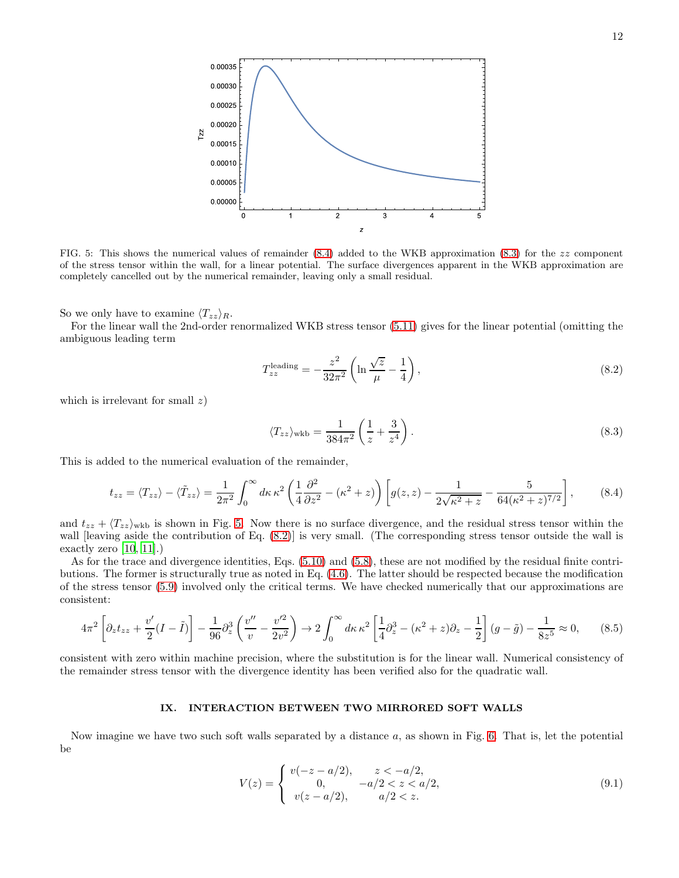FIG. 5: This shows the numerical values of remainder (8.4) added to the WKB approximation (8.3) for the $zz$ component of the stress tensor within the wall, for a linear potential. The surface divergences apparent in the WKB approximation are completely cancelled out by the numerical remainder, leaving only a small residual.

So we only have to examine $\langle T_{zz}\rangle_R$.

For the linear wall the 2nd-order renormalized WKB stress tensor (5.11) gives for the linear potential (omitting the ambiguous leading term

$$T_{zz}^{\text{leading}} = -\frac{z^2}{32\pi^2}\left(\ln\frac{\sqrt{z}}{\mu} - \frac{1}{4}\right), \tag{8.2}$$

which is irrelevant for small $z$)

$$\langle T_{zz}\rangle_{\text{wkb}} = \frac{1}{384\pi^2}\left(\frac{1}{z} + \frac{3}{z^4}\right). \tag{8.3}$$

This is added to the numerical evaluation of the remainder,

$$t_{zz} = \langle T_{zz}\rangle - \langle \tilde{T}_{zz}\rangle = \frac{1}{2\pi^2}\int_0^\infty d\kappa\,\kappa^2\left(\frac{1}{4}\frac{\partial^2}{\partial z^2} - (\kappa^2 + z)\right)\left[g(z,z) - \frac{1}{2\sqrt{\kappa^2+z}} - \frac{5}{64(\kappa^2+z)^{7/2}}\right], \tag{8.4}$$

and $t_{zz} + \langle T_{zz}\rangle_{\text{wkb}}$ is shown in Fig. 5. Now there is no surface divergence, and the residual stress tensor within the wall [leaving aside the contribution of Eq. (8.2)] is very small. (The corresponding stress tensor outside the wall is exactly zero [10, 11].)

As for the trace and divergence identities, Eqs. (5.10) and (5.8), these are not modified by the residual finite contributions. The former is structurally true as noted in Eq. (4.6). The latter should be respected because the modification of the stress tensor (5.9) involved only the critical terms. We have checked numerically that our approximations are consistent:

$$4\pi^2\left[\partial_z t_{zz} + \frac{v'}{2}(I - \tilde{I})\right] - \frac{1}{96}\partial_z^3\left(\frac{v''}{v} - \frac{v'^2}{2v^2}\right) \to 2\int_0^\infty d\kappa\,\kappa^2\left[\frac{1}{4}\partial_z^3 - (\kappa^2+z)\partial_z - \frac{1}{2}\right](g - \tilde{g}) - \frac{1}{8z^5} \approx 0, \tag{8.5}$$

consistent with zero within machine precision, where the substitution is for the linear wall. Numerical consistency of the remainder stress tensor with the divergence identity has been verified also for the quadratic wall.

## IX. INTERACTION BETWEEN TWO MIRRORED SOFT WALLS

Now imagine we have two such soft walls separated by a distance $a$, as shown in Fig. 6. That is, let the potential be

$$V(z) = \begin{cases} v(-z - a/2), & z < -a/2, \\ 0, & -a/2 < z < a/2, \\ v(z - a/2), & a/2 < z. \end{cases} \tag{9.1}$$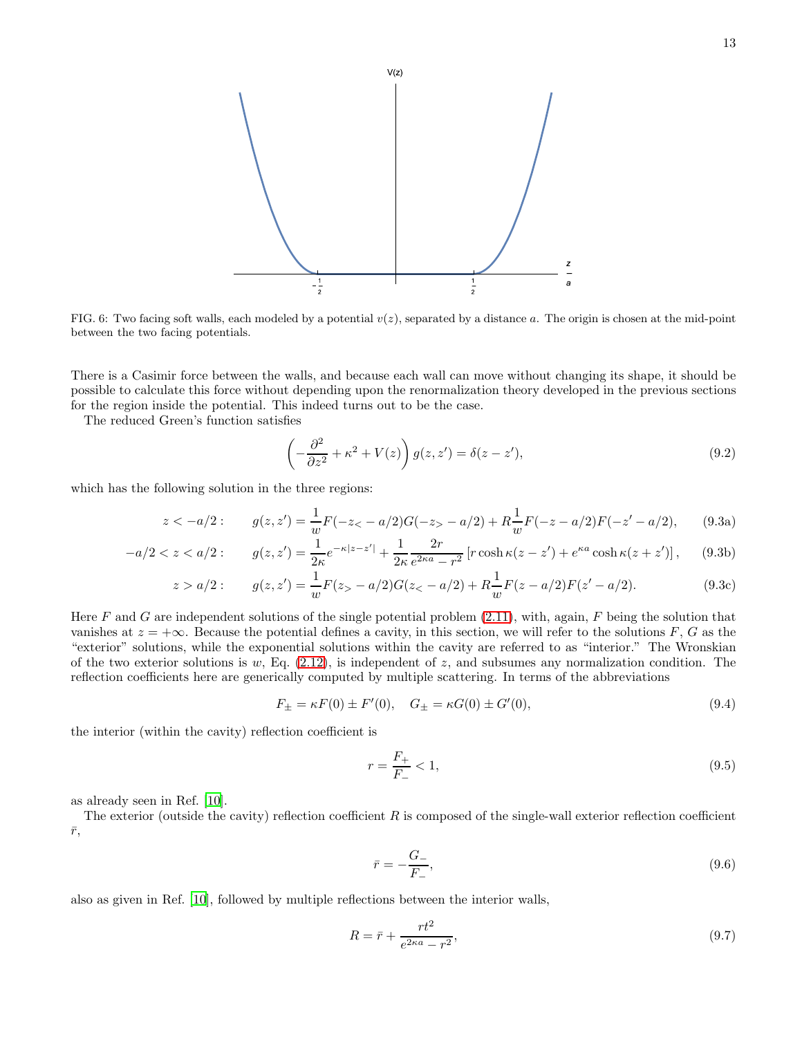FIG. 6: Two facing soft walls, each modeled by a potential $v(z)$, separated by a distance $a$. The origin is chosen at the mid-point between the two facing potentials.

There is a Casimir force between the walls, and because each wall can move without changing its shape, it should be possible to calculate this force without depending upon the renormalization theory developed in the previous sections for the region inside the potential. This indeed turns out to be the case.

The reduced Green's function satisfies

$$\left(-\frac{\partial^2}{\partial z^2}+\kappa^2+V(z)\right)g(z,z')=\delta(z-z'), \tag{9.2}$$

which has the following solution in the three regions:

$$z<-a/2: \qquad g(z,z')=\frac{1}{w}F(-z_<-a/2)G(-z_>-a/2)+R\frac{1}{w}F(-z-a/2)F(-z'-a/2), \tag{9.3a}$$

$$-a/2<z<a/2: \qquad g(z,z')=\frac{1}{2\kappa}e^{-\kappa|z-z'|}+\frac{1}{2\kappa}\frac{2r}{e^{2\kappa a}-r^2}\left[r\cosh\kappa(z-z')+e^{\kappa a}\cosh\kappa(z+z')\right], \tag{9.3b}$$

$$z>a/2: \qquad g(z,z')=\frac{1}{w}F(z_>-a/2)G(z_<-a/2)+R\frac{1}{w}F(z-a/2)F(z'-a/2). \tag{9.3c}$$

Here $F$ and $G$ are independent solutions of the single potential problem (2.11), with, again, $F$ being the solution that vanishes at $z=+\infty$. Because the potential defines a cavity, in this section, we will refer to the solutions $F$, $G$ as the "exterior" solutions, while the exponential solutions within the cavity are referred to as "interior." The Wronskian of the two exterior solutions is $w$, Eq. (2.12), is independent of $z$, and subsumes any normalization condition. The reflection coefficients here are generically computed by multiple scattering. In terms of the abbreviations

$$F_\pm=\kappa F(0)\pm F'(0), \quad G_\pm=\kappa G(0)\pm G'(0), \tag{9.4}$$

the interior (within the cavity) reflection coefficient is

$$r=\frac{F_+}{F_-}<1, \tag{9.5}$$

as already seen in Ref. [10].

The exterior (outside the cavity) reflection coefficient $R$ is composed of the single-wall exterior reflection coefficient $\bar{r}$,

$$\bar{r}=-\frac{G_-}{F_-}, \tag{9.6}$$

also as given in Ref. [10], followed by multiple reflections between the interior walls,

$$R=\bar{r}+\frac{rt^2}{e^{2\kappa a}-r^2}, \tag{9.7}$$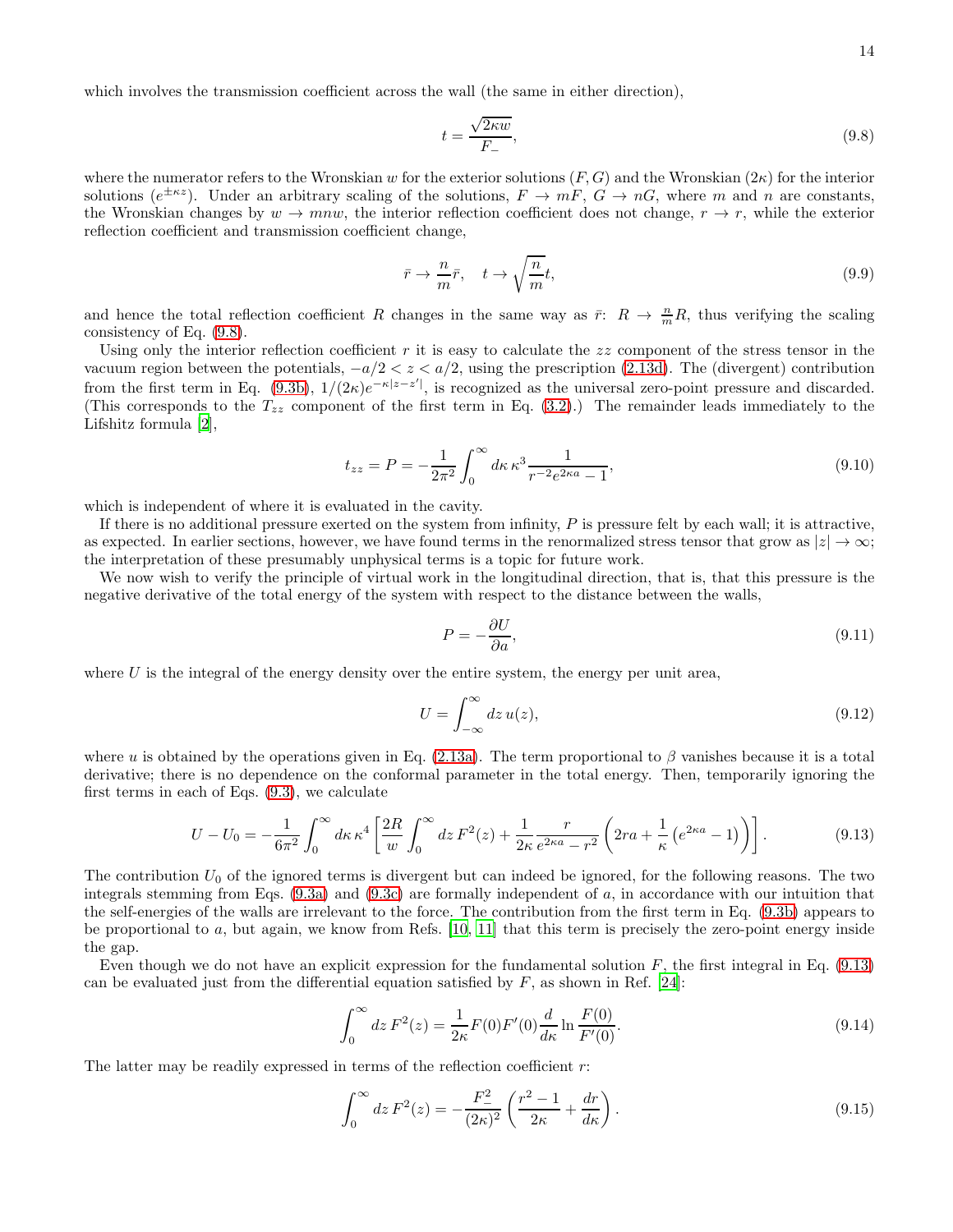which involves the transmission coefficient across the wall (the same in either direction),

$$t = \frac{\sqrt{2\kappa w}}{F_-}, \tag{9.8}$$

where the numerator refers to the Wronskian $w$ for the exterior solutions $(F, G)$ and the Wronskian $(2\kappa)$ for the interior solutions $(e^{\pm\kappa z})$. Under an arbitrary scaling of the solutions, $F \to mF$, $G \to nG$, where $m$ and $n$ are constants, the Wronskian changes by $w \to mnw$, the interior reflection coefficient does not change, $r \to r$, while the exterior reflection coefficient and transmission coefficient change,

$$\bar{r} \to \frac{n}{m}\bar{r}, \quad t \to \sqrt{\frac{n}{m}}t, \tag{9.9}$$

and hence the total reflection coefficient $R$ changes in the same way as $\bar{r}$: $R \to \frac{n}{m}R$, thus verifying the scaling consistency of Eq. (9.8).

Using only the interior reflection coefficient $r$ it is easy to calculate the $zz$ component of the stress tensor in the vacuum region between the potentials, $-a/2 < z < a/2$, using the prescription (2.13d). The (divergent) contribution from the first term in Eq. (9.3b), $1/(2\kappa)e^{-\kappa|z-z'|}$, is recognized as the universal zero-point pressure and discarded. (This corresponds to the $T_{zz}$ component of the first term in Eq. (3.2).) The remainder leads immediately to the Lifshitz formula [2],

$$t_{zz} = P = -\frac{1}{2\pi^2}\int_0^\infty d\kappa\,\kappa^3 \frac{1}{r^{-2}e^{2\kappa a} - 1}, \tag{9.10}$$

which is independent of where it is evaluated in the cavity.

If there is no additional pressure exerted on the system from infinity, $P$ is pressure felt by each wall; it is attractive, as expected. In earlier sections, however, we have found terms in the renormalized stress tensor that grow as $|z| \to \infty$; the interpretation of these presumably unphysical terms is a topic for future work.

We now wish to verify the principle of virtual work in the longitudinal direction, that is, that this pressure is the negative derivative of the total energy of the system with respect to the distance between the walls,

$$P = -\frac{\partial U}{\partial a}, \tag{9.11}$$

where $U$ is the integral of the energy density over the entire system, the energy per unit area,

$$U = \int_{-\infty}^{\infty} dz\, u(z), \tag{9.12}$$

where $u$ is obtained by the operations given in Eq. (2.13a). The term proportional to $\beta$ vanishes because it is a total derivative; there is no dependence on the conformal parameter in the total energy. Then, temporarily ignoring the first terms in each of Eqs. (9.3), we calculate

$$U - U_0 = -\frac{1}{6\pi^2}\int_0^\infty d\kappa\,\kappa^4 \left[\frac{2R}{w}\int_0^\infty dz\,F^2(z) + \frac{1}{2\kappa}\frac{r}{e^{2\kappa a} - r^2}\left(2ra + \frac{1}{\kappa}\left(e^{2\kappa a} - 1\right)\right)\right]. \tag{9.13}$$

The contribution $U_0$ of the ignored terms is divergent but can indeed be ignored, for the following reasons. The two integrals stemming from Eqs. (9.3a) and (9.3c) are formally independent of $a$, in accordance with our intuition that the self-energies of the walls are irrelevant to the force. The contribution from the first term in Eq. (9.3b) appears to be proportional to $a$, but again, we know from Refs. [10, 11] that this term is precisely the zero-point energy inside the gap.

Even though we do not have an explicit expression for the fundamental solution $F$, the first integral in Eq. (9.13) can be evaluated just from the differential equation satisfied by $F$, as shown in Ref. [24]:

$$\int_0^\infty dz\,F^2(z) = \frac{1}{2\kappa}F(0)F'(0)\frac{d}{d\kappa}\ln\frac{F(0)}{F'(0)}. \tag{9.14}$$

The latter may be readily expressed in terms of the reflection coefficient $r$:

$$\int_0^\infty dz\,F^2(z) = -\frac{F_-^2}{(2\kappa)^2}\left(\frac{r^2-1}{2\kappa} + \frac{dr}{d\kappa}\right). \tag{9.15}$$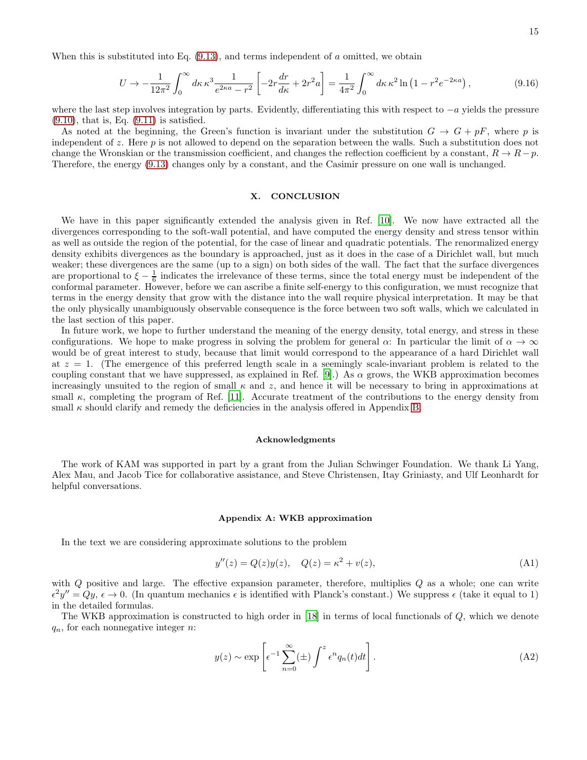When this is substituted into Eq. (9.13), and terms independent of $a$ omitted, we obtain

$$U \to -\frac{1}{12\pi^2}\int_0^\infty d\kappa\,\kappa^3 \frac{1}{e^{2\kappa a}-r^2}\left[-2r\frac{dr}{d\kappa}+2r^2 a\right] = \frac{1}{4\pi^2}\int_0^\infty d\kappa\,\kappa^2 \ln\left(1-r^2 e^{-2\kappa a}\right), \tag{9.16}$$

where the last step involves integration by parts. Evidently, differentiating this with respect to $-a$ yields the pressure (9.10), that is, Eq. (9.11) is satisfied.

As noted at the beginning, the Green's function is invariant under the substitution $G \to G + pF$, where $p$ is independent of $z$. Here $p$ is not allowed to depend on the separation between the walls. Such a substitution does not change the Wronskian or the transmission coefficient, and changes the reflection coefficient by a constant, $R \to R - p$. Therefore, the energy (9.13) changes only by a constant, and the Casimir pressure on one wall is unchanged.

## X. CONCLUSION

We have in this paper significantly extended the analysis given in Ref. [10]. We now have extracted all the divergences corresponding to the soft-wall potential, and have computed the energy density and stress tensor within as well as outside the region of the potential, for the case of linear and quadratic potentials. The renormalized energy density exhibits divergences as the boundary is approached, just as it does in the case of a Dirichlet wall, but much weaker; these divergences are the same (up to a sign) on both sides of the wall. The fact that the surface divergences are proportional to $\xi - \frac{1}{6}$ indicates the irrelevance of these terms, since the total energy must be independent of the conformal parameter. However, before we can ascribe a finite self-energy to this configuration, we must recognize that terms in the energy density that grow with the distance into the wall require physical interpretation. It may be that the only physically unambiguously observable consequence is the force between two soft walls, which we calculated in the last section of this paper.

In future work, we hope to further understand the meaning of the energy density, total energy, and stress in these configurations. We hope to make progress in solving the problem for general $\alpha$: In particular the limit of $\alpha \to \infty$ would be of great interest to study, because that limit would correspond to the appearance of a hard Dirichlet wall at $z = 1$. (The emergence of this preferred length scale in a seemingly scale-invariant problem is related to the coupling constant that we have suppressed, as explained in Ref. [9].) As $\alpha$ grows, the WKB approximation becomes increasingly unsuited to the region of small $\kappa$ and $z$, and hence it will be necessary to bring in approximations at small $\kappa$, completing the program of Ref. [11]. Accurate treatment of the contributions to the energy density from small $\kappa$ should clarify and remedy the deficiencies in the analysis offered in Appendix B.

### Acknowledgments

The work of KAM was supported in part by a grant from the Julian Schwinger Foundation. We thank Li Yang, Alex Mau, and Jacob Tice for collaborative assistance, and Steve Christensen, Itay Griniasty, and Ulf Leonhardt for helpful conversations.

### Appendix A: WKB approximation

In the text we are considering approximate solutions to the problem

$$y''(z) = Q(z)y(z), \quad Q(z) = \kappa^2 + v(z), \tag{A1}$$

with $Q$ positive and large. The effective expansion parameter, therefore, multiplies $Q$ as a whole; one can write $\epsilon^2 y'' = Qy$, $\epsilon \to 0$. (In quantum mechanics $\epsilon$ is identified with Planck's constant.) We suppress $\epsilon$ (take it equal to 1) in the detailed formulas.

The WKB approximation is constructed to high order in [18] in terms of local functionals of $Q$, which we denote $q_n$, for each nonnegative integer $n$:

$$y(z) \sim \exp\left[\epsilon^{-1}\sum_{n=0}^{\infty}(\pm)\int^z \epsilon^n q_n(t)dt\right]. \tag{A2}$$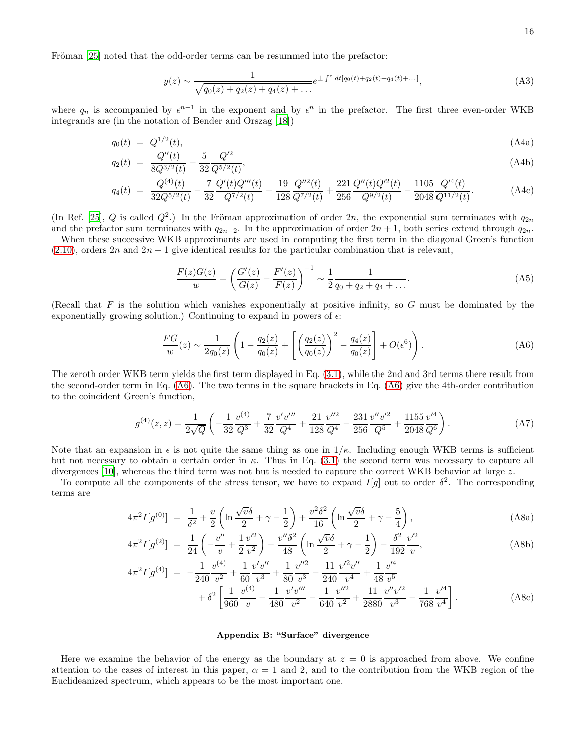Fröman [25] noted that the odd-order terms can be resummed into the prefactor:

$$y(z) \sim \frac{1}{\sqrt{q_0(z) + q_2(z) + q_4(z) + \dots}} e^{\pm \int^z dt[q_0(t)+q_2(t)+q_4(t)+\dots]}, \tag{A3}$$

where $q_n$ is accompanied by $\epsilon^{n-1}$ in the exponent and by $\epsilon^n$ in the prefactor. The first three even-order WKB integrands are (in the notation of Bender and Orszag [18])

$$q_0(t) = Q^{1/2}(t), \tag{A4a}$$

$$q_2(t) = \frac{Q''(t)}{8Q^{3/2}(t)} - \frac{5}{32}\frac{Q'^2}{Q^{5/2}(t)}, \tag{A4b}$$

$$q_4(t) = \frac{Q^{(4)}(t)}{32Q^{5/2}(t)} - \frac{7}{32}\frac{Q'(t)Q'''(t)}{Q^{7/2}(t)} - \frac{19}{128}\frac{Q''^2(t)}{Q^{7/2}(t)} + \frac{221}{256}\frac{Q''(t)Q'^2(t)}{Q^{9/2}(t)} - \frac{1105}{2048}\frac{Q'^4(t)}{Q^{11/2}(t)}. \tag{A4c}$$

(In Ref. [25], $Q$ is called $Q^2$.) In the Fröman approximation of order $2n$, the exponential sum terminates with $q_{2n}$ and the prefactor sum terminates with $q_{2n-2}$. In the approximation of order $2n+1$, both series extend through $q_{2n}$.

When these successive WKB approximants are used in computing the first term in the diagonal Green's function (2.10), orders $2n$ and $2n+1$ give identical results for the particular combination that is relevant,

$$\frac{F(z)G(z)}{w} = \left(\frac{G'(z)}{G(z)} - \frac{F'(z)}{F(z)}\right)^{-1} \sim \frac{1}{2}\frac{1}{q_0 + q_2 + q_4 + \dots}. \tag{A5}$$

(Recall that $F$ is the solution which vanishes exponentially at positive infinity, so $G$ must be dominated by the exponentially growing solution.) Continuing to expand in powers of $\epsilon$:

$$\frac{FG}{w}(z) \sim \frac{1}{2q_0(z)}\left(1 - \frac{q_2(z)}{q_0(z)} + \left[\left(\frac{q_2(z)}{q_0(z)}\right)^2 - \frac{q_4(z)}{q_0(z)}\right] + O(\epsilon^6)\right). \tag{A6}$$

The zeroth order WKB term yields the first term displayed in Eq. (3.1), while the 2nd and 3rd terms there result from the second-order term in Eq. (A6). The two terms in the square brackets in Eq. (A6) give the 4th-order contribution to the coincident Green's function,

$$g^{(4)}(z,z) = \frac{1}{2\sqrt{Q}}\left(-\frac{1}{32}\frac{v^{(4)}}{Q^3} + \frac{7}{32}\frac{v'v'''}{Q^4} + \frac{21}{128}\frac{v''^2}{Q^4} - \frac{231}{256}\frac{v''v'^2}{Q^5} + \frac{1155}{2048}\frac{v'^4}{Q^6}\right). \tag{A7}$$

Note that an expansion in $\epsilon$ is not quite the same thing as one in $1/\kappa$. Including enough WKB terms is sufficient but not necessary to obtain a certain order in $\kappa$. Thus in Eq. (3.1) the second term was necessary to capture all divergences [10], whereas the third term was not but is needed to capture the correct WKB behavior at large $z$.

To compute all the components of the stress tensor, we have to expand $I[g]$ out to order $\delta^2$. The corresponding terms are

$$4\pi^2 I[g^{(0)}] = \frac{1}{\delta^2} + \frac{v}{2}\left(\ln\frac{\sqrt{v}\delta}{2} + \gamma - \frac{1}{2}\right) + \frac{v^2\delta^2}{16}\left(\ln\frac{\sqrt{v}\delta}{2} + \gamma - \frac{5}{4}\right), \tag{A8a}$$

$$4\pi^2 I[g^{(2)}] = \frac{1}{24}\left(-\frac{v''}{v} + \frac{1}{2}\frac{v'^2}{v^2}\right) - \frac{v''\delta^2}{48}\left(\ln\frac{\sqrt{v}\delta}{2} + \gamma - \frac{1}{2}\right) - \frac{\delta^2}{192}\frac{v'^2}{v}, \tag{A8b}$$

$$\begin{aligned} 4\pi^2 I[g^{(4)}] = & -\frac{1}{240}\frac{v^{(4)}}{v^2} + \frac{1}{60}\frac{v'v''}{v^3} + \frac{1}{80}\frac{v''^2}{v^3} - \frac{11}{240}\frac{v'^2v''}{v^4} + \frac{1}{48}\frac{v'^4}{v^5} \\ & + \delta^2\left[\frac{1}{960}\frac{v^{(4)}}{v} - \frac{1}{480}\frac{v'v'''}{v^2} - \frac{1}{640}\frac{v''^2}{v^2} + \frac{11}{2880}\frac{v''v'^2}{v^3} - \frac{1}{768}\frac{v'^4}{v^4}\right]. \end{aligned} \tag{A8c}$$

## Appendix B: "Surface" divergence

Here we examine the behavior of the energy as the boundary at $z = 0$ is approached from above. We confine attention to the cases of interest in this paper, $\alpha = 1$ and 2, and to the contribution from the WKB region of the Euclideanized spectrum, which appears to be the most important one.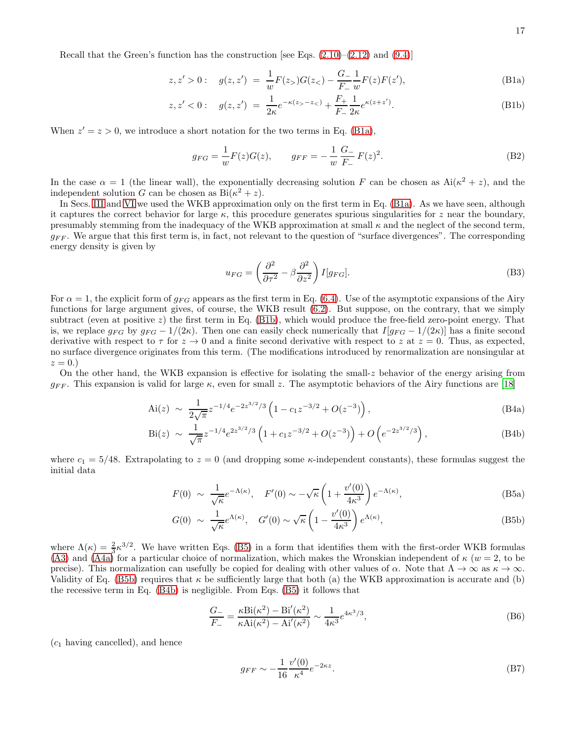Recall that the Green's function has the construction [see Eqs. (2.10)–(2.12) and (9.4)]

$$z, z' > 0: \quad g(z,z') = \frac{1}{w} F(z_>) G(z_<) - \frac{G_-}{F_-} \frac{1}{w} F(z) F(z'), \tag{B1a}$$

$$z, z' < 0: \quad g(z,z') = \frac{1}{2\kappa} e^{-\kappa(z_> - z_<)} + \frac{F_+}{F_-} \frac{1}{2\kappa} e^{\kappa(z+z')}. \tag{B1b}$$

When $z' = z > 0$, we introduce a short notation for the two terms in Eq. (B1a),

$$g_{FG} = \frac{1}{w} F(z) G(z), \qquad g_{FF} = -\frac{1}{w} \frac{G_-}{F_-} F(z)^2. \tag{B2}$$

In the case $\alpha = 1$ (the linear wall), the exponentially decreasing solution $F$ can be chosen as $\mathrm{Ai}(\kappa^2 + z)$, and the independent solution $G$ can be chosen as $\mathrm{Bi}(\kappa^2 + z)$.

In Secs. III and VI we used the WKB approximation only on the first term in Eq. (B1a). As we have seen, although it captures the correct behavior for large $\kappa$, this procedure generates spurious singularities for $z$ near the boundary, presumably stemming from the inadequacy of the WKB approximation at small $\kappa$ and the neglect of the second term, $g_{FF}$. We argue that this first term is, in fact, not relevant to the question of "surface divergences". The corresponding energy density is given by

$$u_{FG} = \left( \frac{\partial^2}{\partial \tau^2} - \beta \frac{\partial^2}{\partial z^2} \right) I[g_{FG}]. \tag{B3}$$

For $\alpha = 1$, the explicit form of $g_{FG}$ appears as the first term in Eq. (6.4). Use of the asymptotic expansions of the Airy functions for large argument gives, of course, the WKB result (6.2). But suppose, on the contrary, that we simply subtract (even at positive $z$) the first term in Eq. (B1b), which would produce the free-field zero-point energy. That is, we replace $g_{FG}$ by $g_{FG} - 1/(2\kappa)$. Then one can easily check numerically that $I[g_{FG} - 1/(2\kappa)]$ has a finite second derivative with respect to $\tau$ for $z \to 0$ and a finite second derivative with respect to $z$ at $z = 0$. Thus, as expected, no surface divergence originates from this term. (The modifications introduced by renormalization are nonsingular at $z = 0$.)

On the other hand, the WKB expansion is effective for isolating the small-$z$ behavior of the energy arising from $g_{FF}$. This expansion is valid for large $\kappa$, even for small $z$. The asymptotic behaviors of the Airy functions are [18]

$$\mathrm{Ai}(z) \sim \frac{1}{2\sqrt{\pi}} z^{-1/4} e^{-2z^{3/2}/3} \left( 1 - c_1 z^{-3/2} + O(z^{-3}) \right), \tag{B4a}$$

$$\mathrm{Bi}(z) \sim \frac{1}{\sqrt{\pi}} z^{-1/4} e^{2z^{3/2}/3} \left( 1 + c_1 z^{-3/2} + O(z^{-3}) \right) + O\left( e^{-2z^{3/2}/3} \right), \tag{B4b}$$

where $c_1 = 5/48$. Extrapolating to $z = 0$ (and dropping some $\kappa$-independent constants), these formulas suggest the initial data

$$F(0) \sim \frac{1}{\sqrt{\kappa}} e^{-\Lambda(\kappa)}, \quad F'(0) \sim -\sqrt{\kappa} \left( 1 + \frac{v'(0)}{4\kappa^3} \right) e^{-\Lambda(\kappa)}, \tag{B5a}$$

$$G(0) \sim \frac{1}{\sqrt{\kappa}} e^{\Lambda(\kappa)}, \quad G'(0) \sim \sqrt{\kappa} \left( 1 - \frac{v'(0)}{4\kappa^3} \right) e^{\Lambda(\kappa)}, \tag{B5b}$$

where $\Lambda(\kappa) = \frac{2}{3}\kappa^{3/2}$. We have written Eqs. (B5) in a form that identifies them with the first-order WKB formulas (A3) and (A4a) for a particular choice of normalization, which makes the Wronskian independent of $\kappa$ ($w = 2$, to be precise). This normalization can usefully be copied for dealing with other values of $\alpha$. Note that $\Lambda \to \infty$ as $\kappa \to \infty$. Validity of Eq. (B5b) requires that $\kappa$ be sufficiently large that both (a) the WKB approximation is accurate and (b) the recessive term in Eq. (B4b) is negligible. From Eqs. (B5) it follows that

$$\frac{G_-}{F_-} = \frac{\kappa \mathrm{Bi}(\kappa^2) - \mathrm{Bi}'(\kappa^2)}{\kappa \mathrm{Ai}(\kappa^2) - \mathrm{Ai}'(\kappa^2)} \sim \frac{1}{4\kappa^3} e^{4\kappa^3/3}, \tag{B6}$$

($c_1$ having cancelled), and hence

$$g_{FF} \sim -\frac{1}{16} \frac{v'(0)}{\kappa^4} e^{-2\kappa z}. \tag{B7}$$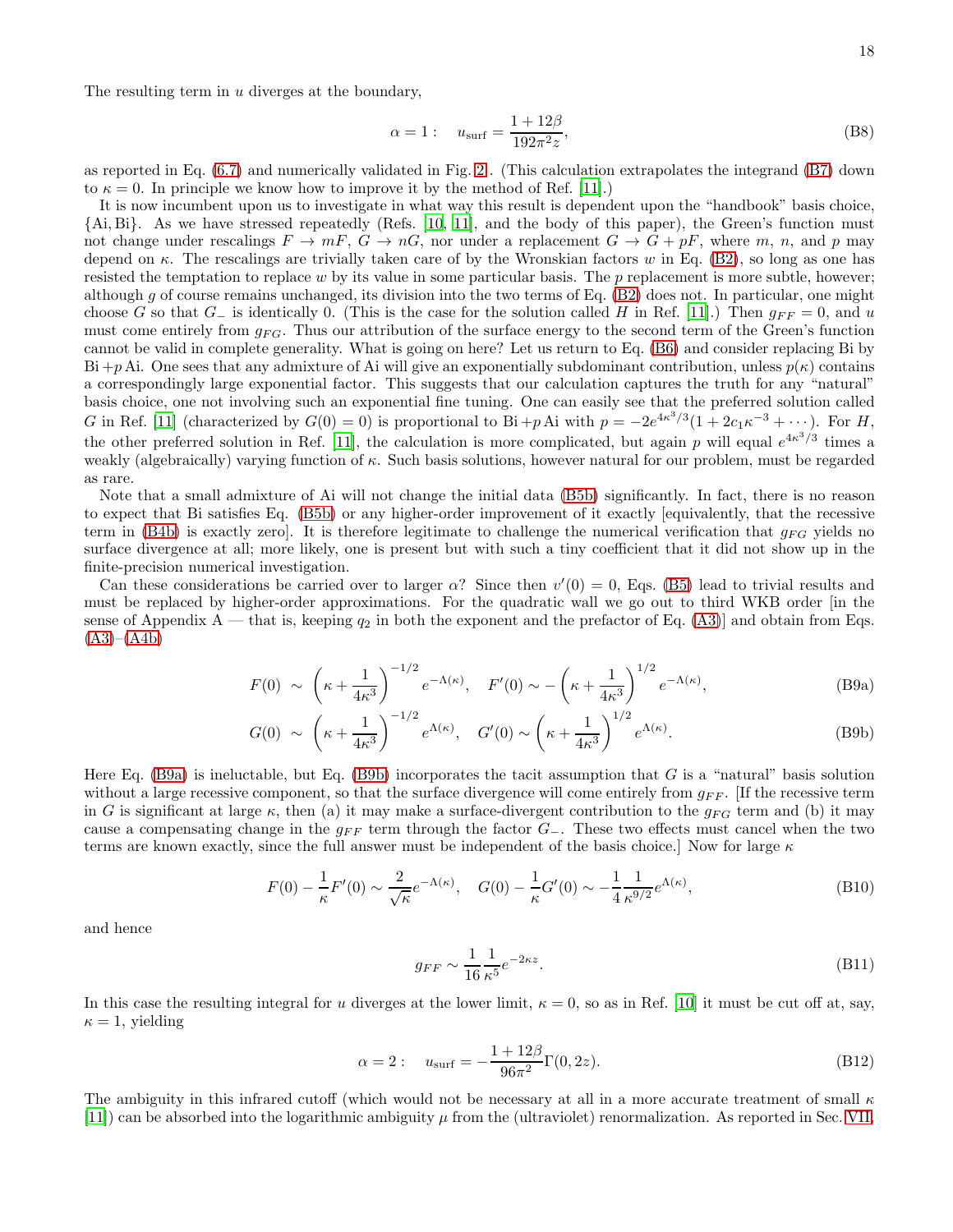The resulting term in $u$ diverges at the boundary,

$$\alpha = 1 : \quad u_{\text{surf}} = \frac{1+12\beta}{192\pi^2 z}, \tag{B8}$$

as reported in Eq. (6.7) and numerically validated in Fig. 2. (This calculation extrapolates the integrand (B7) down to $\kappa = 0$. In principle we know how to improve it by the method of Ref. [11].)

It is now incumbent upon us to investigate in what way this result is dependent upon the "handbook" basis choice, $\{\text{Ai}, \text{Bi}\}$. As we have stressed repeatedly (Refs. [10, 11], and the body of this paper), the Green's function must not change under rescalings $F \to mF$, $G \to nG$, nor under a replacement $G \to G + pF$, where $m$, $n$, and $p$ may depend on $\kappa$. The rescalings are trivially taken care of by the Wronskian factors $w$ in Eq. (B2), so long as one has resisted the temptation to replace $w$ by its value in some particular basis. The $p$ replacement is more subtle, however; although $g$ of course remains unchanged, its division into the two terms of Eq. (B2) does not. In particular, one might choose $G$ so that $G_-$ is identically 0. (This is the case for the solution called $H$ in Ref. [11].) Then $g_{FF} = 0$, and $u$ must come entirely from $g_{FG}$. Thus our attribution of the surface energy to the second term of the Green's function cannot be valid in complete generality. What is going on here? Let us return to Eq. (B6) and consider replacing Bi by $\text{Bi} + p\,\text{Ai}$. One sees that any admixture of Ai will give an exponentially subdominant contribution, unless $p(\kappa)$ contains a correspondingly large exponential factor. This suggests that our calculation captures the truth for any "natural" basis choice, one not involving such an exponential fine tuning. One can easily see that the preferred solution called $G$ in Ref. [11] (characterized by $G(0) = 0$) is proportional to $\text{Bi} + p\,\text{Ai}$ with $p = -2e^{4\kappa^3/3}(1 + 2c_1\kappa^{-3} + \cdots)$. For $H$, the other preferred solution in Ref. [11], the calculation is more complicated, but again $p$ will equal $e^{4\kappa^3/3}$ times a weakly (algebraically) varying function of $\kappa$. Such basis solutions, however natural for our problem, must be regarded as rare.

Note that a small admixture of Ai will not change the initial data (B5b) significantly. In fact, there is no reason to expect that Bi satisfies Eq. (B5b) or any higher-order improvement of it exactly [equivalently, that the recessive term in (B4b) is exactly zero]. It is therefore legitimate to challenge the numerical verification that $g_{FG}$ yields no surface divergence at all; more likely, one is present but with such a tiny coefficient that it did not show up in the finite-precision numerical investigation.

Can these considerations be carried over to larger $\alpha$? Since then $v'(0) = 0$, Eqs. (B5) lead to trivial results and must be replaced by higher-order approximations. For the quadratic wall we go out to third WKB order [in the sense of Appendix A — that is, keeping $q_2$ in both the exponent and the prefactor of Eq. (A3)] and obtain from Eqs. (A3)–(A4b)

$$F(0) \sim \left(\kappa + \frac{1}{4\kappa^3}\right)^{-1/2} e^{-\Lambda(\kappa)}, \quad F'(0) \sim -\left(\kappa + \frac{1}{4\kappa^3}\right)^{1/2} e^{-\Lambda(\kappa)}, \tag{B9a}$$

$$G(0) \sim \left(\kappa + \frac{1}{4\kappa^3}\right)^{-1/2} e^{\Lambda(\kappa)}, \quad G'(0) \sim \left(\kappa + \frac{1}{4\kappa^3}\right)^{1/2} e^{\Lambda(\kappa)}. \tag{B9b}$$

Here Eq. (B9a) is ineluctable, but Eq. (B9b) incorporates the tacit assumption that $G$ is a "natural" basis solution without a large recessive component, so that the surface divergence will come entirely from $g_{FF}$. [If the recessive term in $G$ is significant at large $\kappa$, then (a) it may make a surface-divergent contribution to the $g_{FG}$ term and (b) it may cause a compensating change in the $g_{FF}$ term through the factor $G_-$. These two effects must cancel when the two terms are known exactly, since the full answer must be independent of the basis choice.] Now for large $\kappa$

$$F(0) - \frac{1}{\kappa}F'(0) \sim \frac{2}{\sqrt{\kappa}} e^{-\Lambda(\kappa)}, \quad G(0) - \frac{1}{\kappa}G'(0) \sim -\frac{1}{4}\frac{1}{\kappa^{9/2}} e^{\Lambda(\kappa)}, \tag{B10}$$

and hence

$$g_{FF} \sim \frac{1}{16}\frac{1}{\kappa^5} e^{-2\kappa z}. \tag{B11}$$

In this case the resulting integral for $u$ diverges at the lower limit, $\kappa = 0$, so as in Ref. [10] it must be cut off at, say, $\kappa = 1$, yielding

$$\alpha = 2 : \quad u_{\text{surf}} = -\frac{1+12\beta}{96\pi^2}\Gamma(0, 2z). \tag{B12}$$

The ambiguity in this infrared cutoff (which would not be necessary at all in a more accurate treatment of small $\kappa$ [11]) can be absorbed into the logarithmic ambiguity $\mu$ from the (ultraviolet) renormalization. As reported in Sec. VII,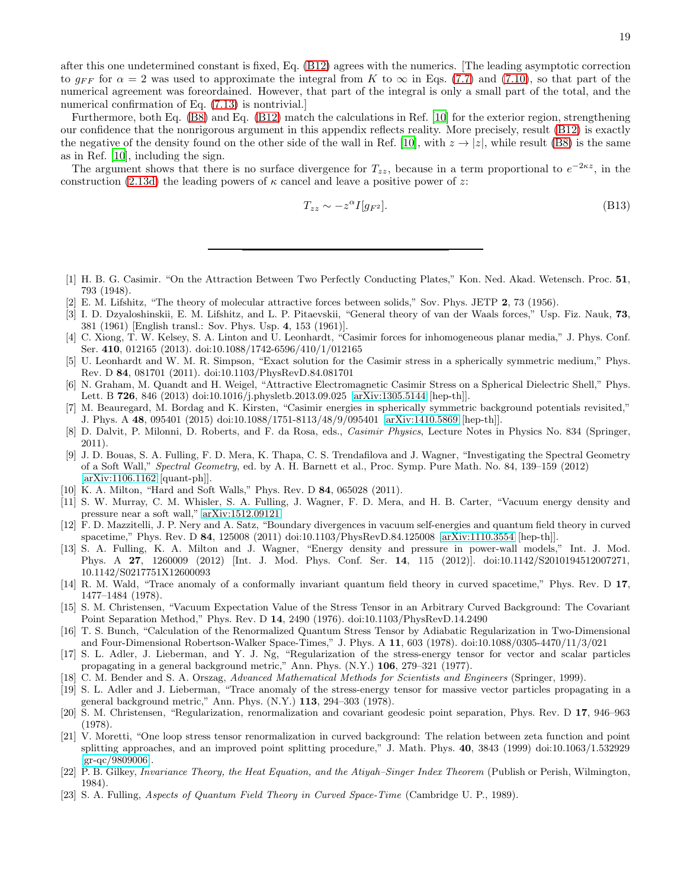after this one undetermined constant is fixed, Eq. (B12) agrees with the numerics. [The leading asymptotic correction to $g_{FF}$ for $\alpha = 2$ was used to approximate the integral from $K$ to $\infty$ in Eqs. (7.7) and (7.10), so that part of the numerical agreement was foreordained. However, that part of the integral is only a small part of the total, and the numerical confirmation of Eq. (7.13) is nontrivial.]

Furthermore, both Eq. (B8) and Eq. (B12) match the calculations in Ref. [10] for the exterior region, strengthening our confidence that the nonrigorous argument in this appendix reflects reality. More precisely, result (B12) is exactly the negative of the density found on the other side of the wall in Ref. [10], with $z \to |z|$, while result (B8) is the same as in Ref. [10], including the sign.

The argument shows that there is no surface divergence for $T_{zz}$, because in a term proportional to $e^{-2\kappa z}$, in the construction (2.13d) the leading powers of $\kappa$ cancel and leave a positive power of $z$:

$$T_{zz} \sim -z^{\alpha} I[g_{F^2}]. \tag{B13}$$

---

[1] H. B. G. Casimir. "On the Attraction Between Two Perfectly Conducting Plates," Kon. Ned. Akad. Wetensch. Proc. **51**, 793 (1948).

[2] E. M. Lifshitz, "The theory of molecular attractive forces between solids," Sov. Phys. JETP **2**, 73 (1956).

[3] I. D. Dzyaloshinskii, E. M. Lifshitz, and L. P. Pitaevskii, "General theory of van der Waals forces," Usp. Fiz. Nauk, **73**, 381 (1961) [English transl.: Sov. Phys. Usp. **4**, 153 (1961)].

[4] C. Xiong, T. W. Kelsey, S. A. Linton and U. Leonhardt, "Casimir forces for inhomogeneous planar media," J. Phys. Conf. Ser. **410**, 012165 (2013). doi:10.1088/1742-6596/410/1/012165

[5] U. Leonhardt and W. M. R. Simpson, "Exact solution for the Casimir stress in a spherically symmetric medium," Phys. Rev. D **84**, 081701 (2011). doi:10.1103/PhysRevD.84.081701

[6] N. Graham, M. Quandt and H. Weigel, "Attractive Electromagnetic Casimir Stress on a Spherical Dielectric Shell," Phys. Lett. B **726**, 846 (2013) doi:10.1016/j.physletb.2013.09.025 [arXiv:1305.5144 [hep-th]].

[7] M. Beauregard, M. Bordag and K. Kirsten, "Casimir energies in spherically symmetric background potentials revisited," J. Phys. A **48**, 095401 (2015) doi:10.1088/1751-8113/48/9/095401 [arXiv:1410.5869 [hep-th]].

[8] D. Dalvit, P. Milonni, D. Roberts, and F. da Rosa, eds., *Casimir Physics*, Lecture Notes in Physics No. 834 (Springer, 2011).

[9] J. D. Bouas, S. A. Fulling, F. D. Mera, K. Thapa, C. S. Trendafilova and J. Wagner, "Investigating the Spectral Geometry of a Soft Wall," *Spectral Geometry*, ed. by A. H. Barnett et al., Proc. Symp. Pure Math. No. 84, 139–159 (2012) [arXiv:1106.1162 [quant-ph]].

[10] K. A. Milton, "Hard and Soft Walls," Phys. Rev. D **84**, 065028 (2011).

[11] S. W. Murray, C. M. Whisler, S. A. Fulling, J. Wagner, F. D. Mera, and H. B. Carter, "Vacuum energy density and pressure near a soft wall," arXiv:1512.09121

[12] F. D. Mazzitelli, J. P. Nery and A. Satz, "Boundary divergences in vacuum self-energies and quantum field theory in curved spacetime," Phys. Rev. D **84**, 125008 (2011) doi:10.1103/PhysRevD.84.125008 [arXiv:1110.3554 [hep-th]].

[13] S. A. Fulling, K. A. Milton and J. Wagner, "Energy density and pressure in power-wall models," Int. J. Mod. Phys. A **27**, 1260009 (2012) [Int. J. Mod. Phys. Conf. Ser. **14**, 115 (2012)]. doi:10.1142/S2010194512007271, 10.1142/S0217751X12600093

[14] R. M. Wald, "Trace anomaly of a conformally invariant quantum field theory in curved spacetime," Phys. Rev. D **17**, 1477–1484 (1978).

[15] S. M. Christensen, "Vacuum Expectation Value of the Stress Tensor in an Arbitrary Curved Background: The Covariant Point Separation Method," Phys. Rev. D **14**, 2490 (1976). doi:10.1103/PhysRevD.14.2490

[16] T. S. Bunch, "Calculation of the Renormalized Quantum Stress Tensor by Adiabatic Regularization in Two-Dimensional and Four-Dimensional Robertson-Walker Space-Times," J. Phys. A **11**, 603 (1978). doi:10.1088/0305-4470/11/3/021

[17] S. L. Adler, J. Lieberman, and Y. J. Ng, "Regularization of the stress-energy tensor for vector and scalar particles propagating in a general background metric," Ann. Phys. (N.Y.) **106**, 279–321 (1977).

[18] C. M. Bender and S. A. Orszag, *Advanced Mathematical Methods for Scientists and Engineers* (Springer, 1999).

[19] S. L. Adler and J. Lieberman, "Trace anomaly of the stress-energy tensor for massive vector particles propagating in a general background metric," Ann. Phys. (N.Y.) **113**, 294–303 (1978).

[20] S. M. Christensen, "Regularization, renormalization and covariant geodesic point separation, Phys. Rev. D **17**, 946–963 (1978).

[21] V. Moretti, "One loop stress tensor renormalization in curved background: The relation between zeta function and point splitting approaches, and an improved point splitting procedure," J. Math. Phys. **40**, 3843 (1999) doi:10.1063/1.532929 [gr-qc/9809006].

[22] P. B. Gilkey, *Invariance Theory, the Heat Equation, and the Atiyah–Singer Index Theorem* (Publish or Perish, Wilmington, 1984).

[23] S. A. Fulling, *Aspects of Quantum Field Theory in Curved Space-Time* (Cambridge U. P., 1989).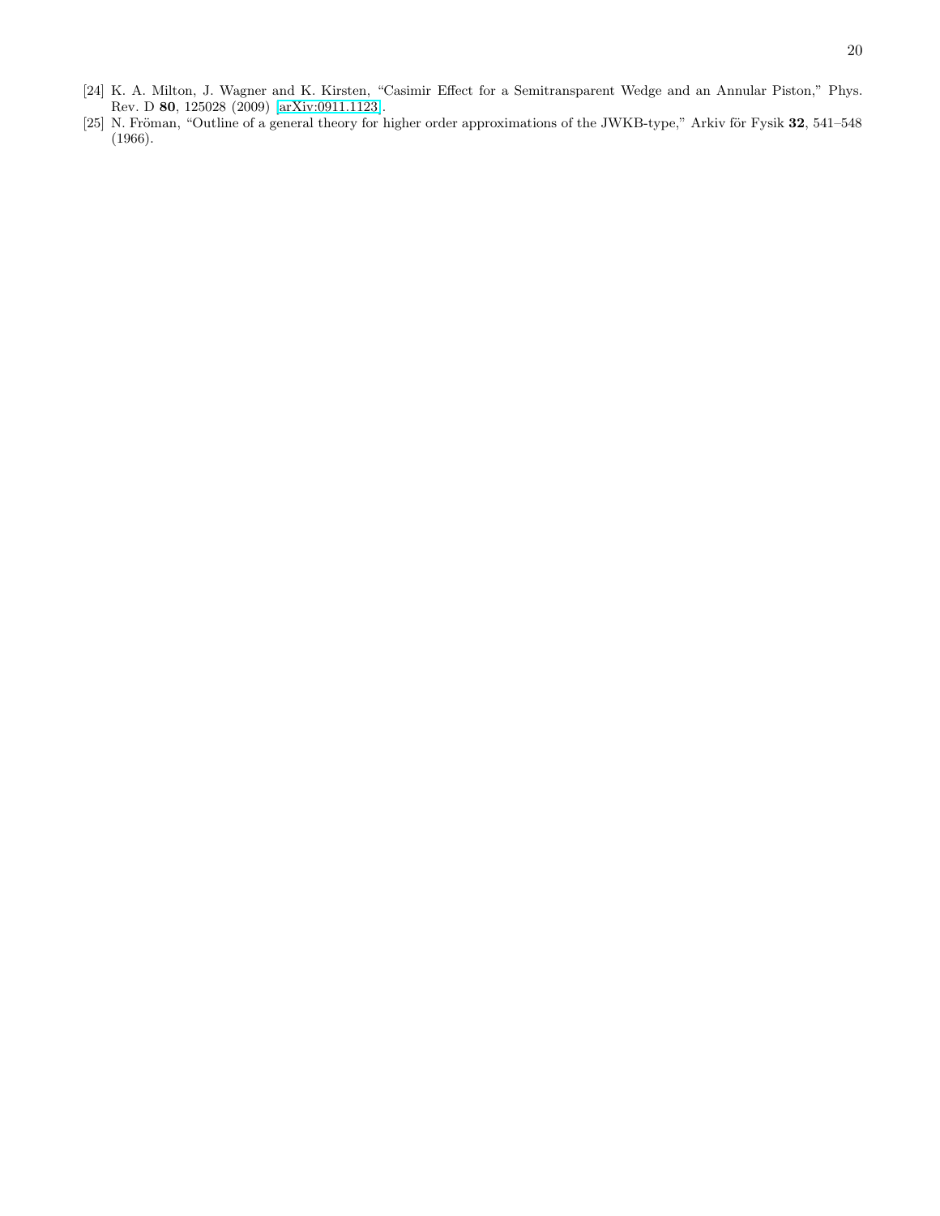[24] K. A. Milton, J. Wagner and K. Kirsten, "Casimir Effect for a Semitransparent Wedge and an Annular Piston," Phys. Rev. D **80**, 125028 (2009) [arXiv:0911.1123].

[25] N. Fröman, "Outline of a general theory for higher order approximations of the JWKB-type," Arkiv för Fysik **32**, 541–548 (1966).